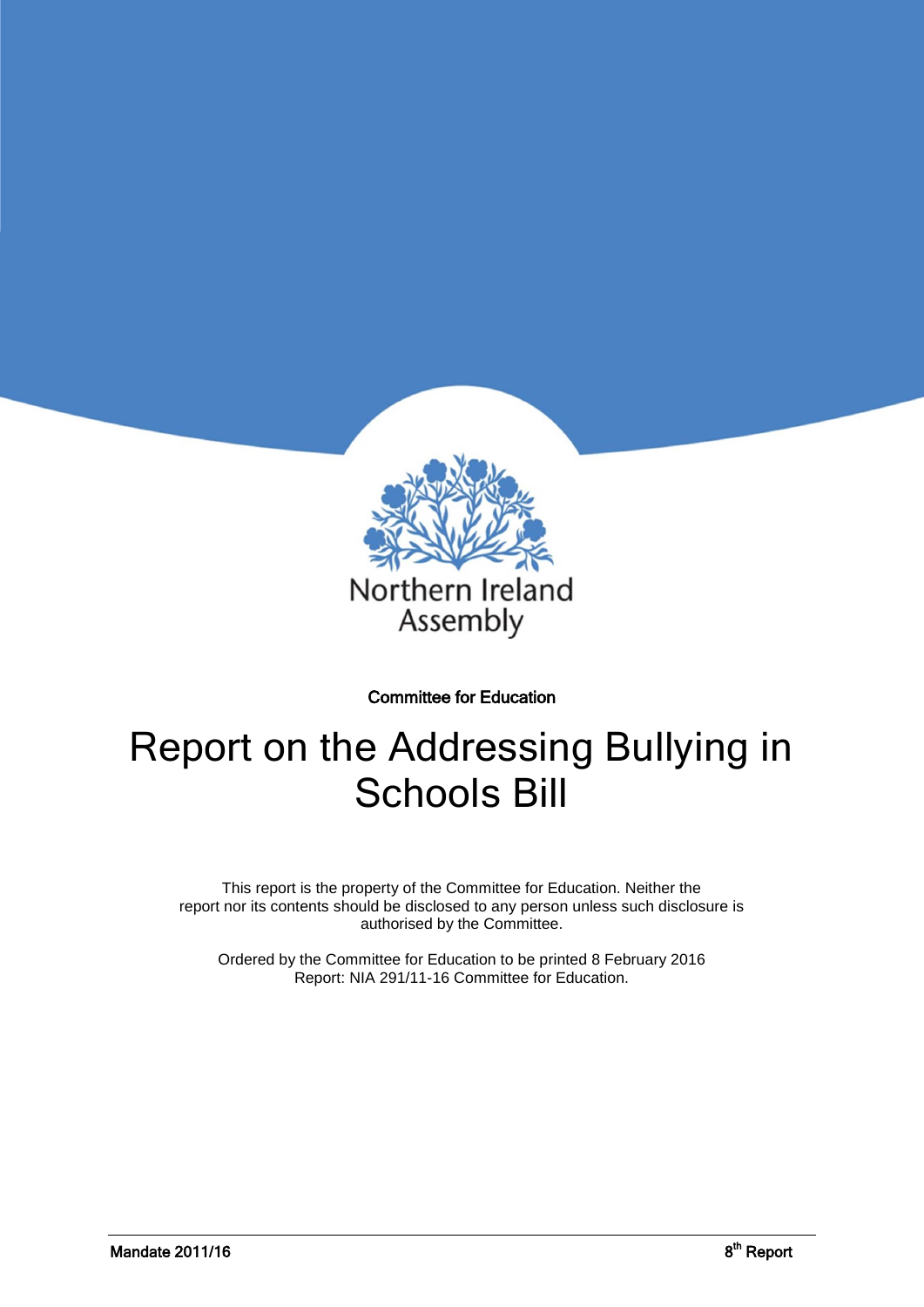Northern Ireland Assembly

Committee for Education

# Report on the Addressing Bullying in Schools Bill

This report is the property of the Committee for Education. Neither the report nor its contents should be disclosed to any person unless such disclosure is authorised by the Committee.

Ordered by the Committee for Education to be printed 8 February 2016
Report: NIA 291/11-16 Committee for Education.

**Mandate 2011/16** **8th Report**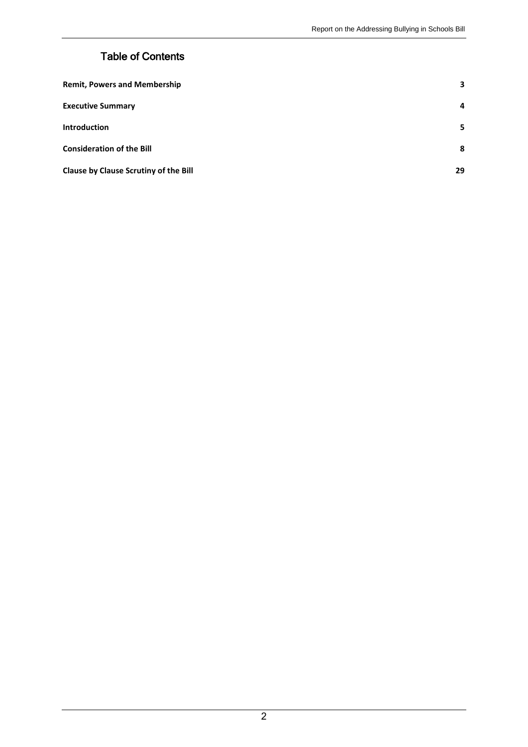# Table of Contents

| | |
|---|---|
| **Remit, Powers and Membership** | **3** |
| **Executive Summary** | **4** |
| **Introduction** | **5** |
| **Consideration of the Bill** | **8** |
| **Clause by Clause Scrutiny of the Bill** | **29** |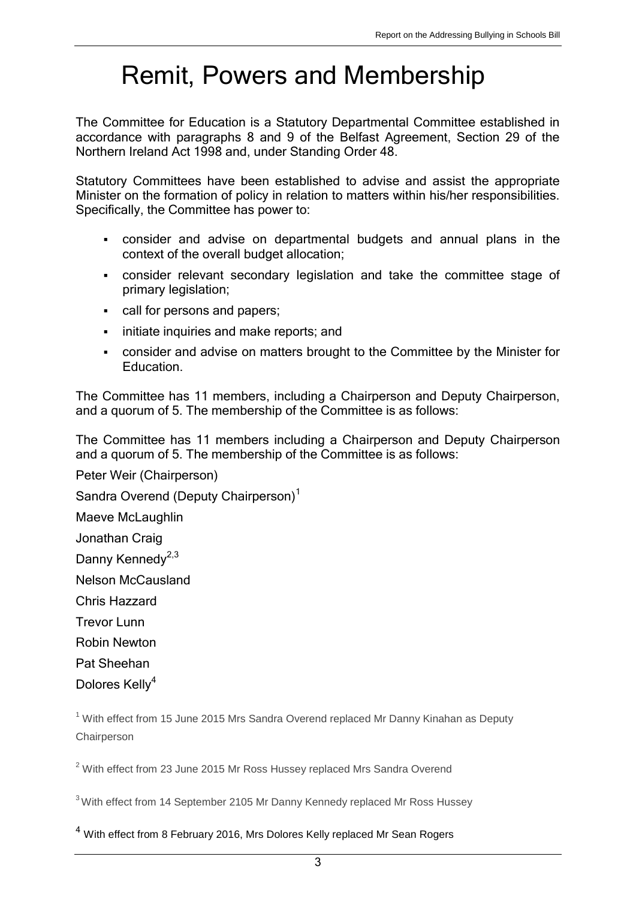# Remit, Powers and Membership

The Committee for Education is a Statutory Departmental Committee established in accordance with paragraphs 8 and 9 of the Belfast Agreement, Section 29 of the Northern Ireland Act 1998 and, under Standing Order 48.

Statutory Committees have been established to advise and assist the appropriate Minister on the formation of policy in relation to matters within his/her responsibilities. Specifically, the Committee has power to:

- consider and advise on departmental budgets and annual plans in the context of the overall budget allocation;
- consider relevant secondary legislation and take the committee stage of primary legislation;
- call for persons and papers;
- initiate inquiries and make reports; and
- consider and advise on matters brought to the Committee by the Minister for Education.

The Committee has 11 members, including a Chairperson and Deputy Chairperson, and a quorum of 5. The membership of the Committee is as follows:

The Committee has 11 members including a Chairperson and Deputy Chairperson and a quorum of 5. The membership of the Committee is as follows:

Peter Weir (Chairperson)

Sandra Overend (Deputy Chairperson)[1]

Maeve McLaughlin

Jonathan Craig

Danny Kennedy[2,3]

Nelson McCausland

Chris Hazzard

Trevor Lunn

Robin Newton

Pat Sheehan

Dolores Kelly[4]

[1] With effect from 15 June 2015 Mrs Sandra Overend replaced Mr Danny Kinahan as Deputy Chairperson

[2] With effect from 23 June 2015 Mr Ross Hussey replaced Mrs Sandra Overend

[3] With effect from 14 September 2105 Mr Danny Kennedy replaced Mr Ross Hussey

[4] With effect from 8 February 2016, Mrs Dolores Kelly replaced Mr Sean Rogers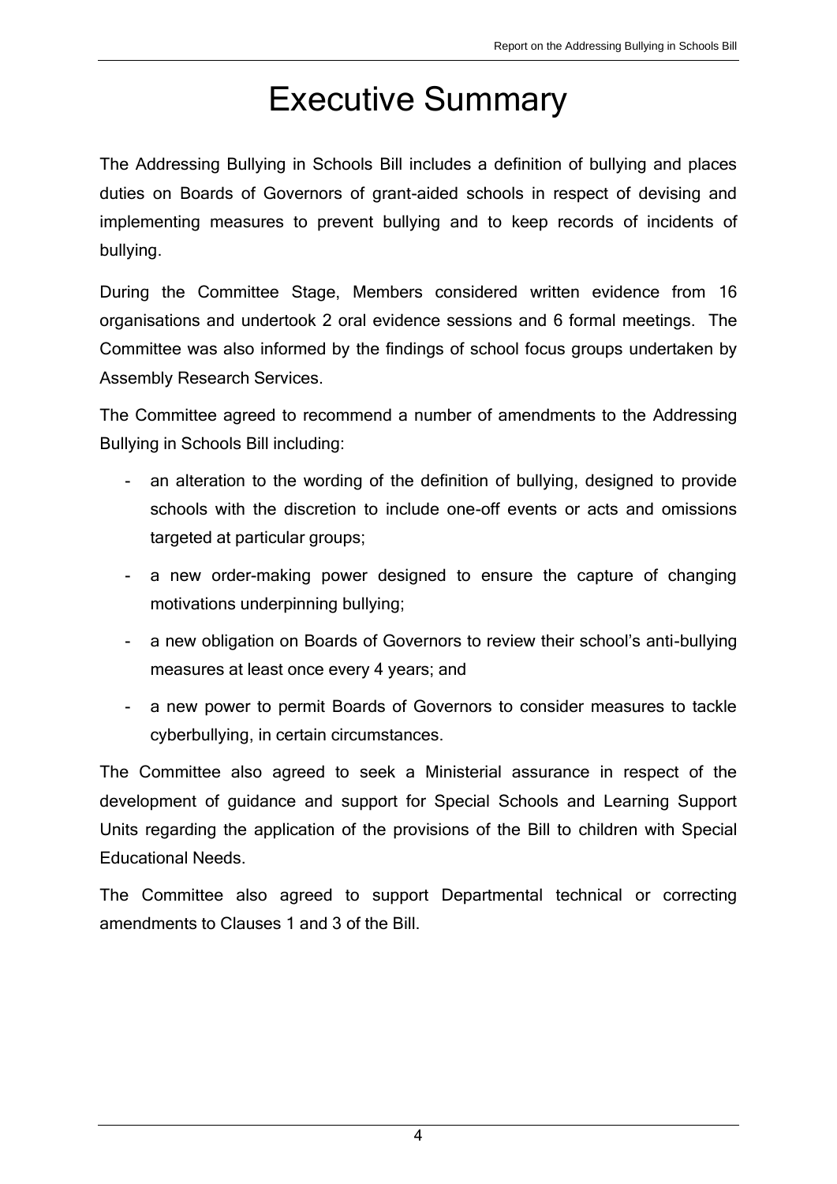# Executive Summary

The Addressing Bullying in Schools Bill includes a definition of bullying and places duties on Boards of Governors of grant-aided schools in respect of devising and implementing measures to prevent bullying and to keep records of incidents of bullying.

During the Committee Stage, Members considered written evidence from 16 organisations and undertook 2 oral evidence sessions and 6 formal meetings. The Committee was also informed by the findings of school focus groups undertaken by Assembly Research Services.

The Committee agreed to recommend a number of amendments to the Addressing Bullying in Schools Bill including:

- an alteration to the wording of the definition of bullying, designed to provide schools with the discretion to include one-off events or acts and omissions targeted at particular groups;
- a new order-making power designed to ensure the capture of changing motivations underpinning bullying;
- a new obligation on Boards of Governors to review their school's anti-bullying measures at least once every 4 years; and
- a new power to permit Boards of Governors to consider measures to tackle cyberbullying, in certain circumstances.

The Committee also agreed to seek a Ministerial assurance in respect of the development of guidance and support for Special Schools and Learning Support Units regarding the application of the provisions of the Bill to children with Special Educational Needs.

The Committee also agreed to support Departmental technical or correcting amendments to Clauses 1 and 3 of the Bill.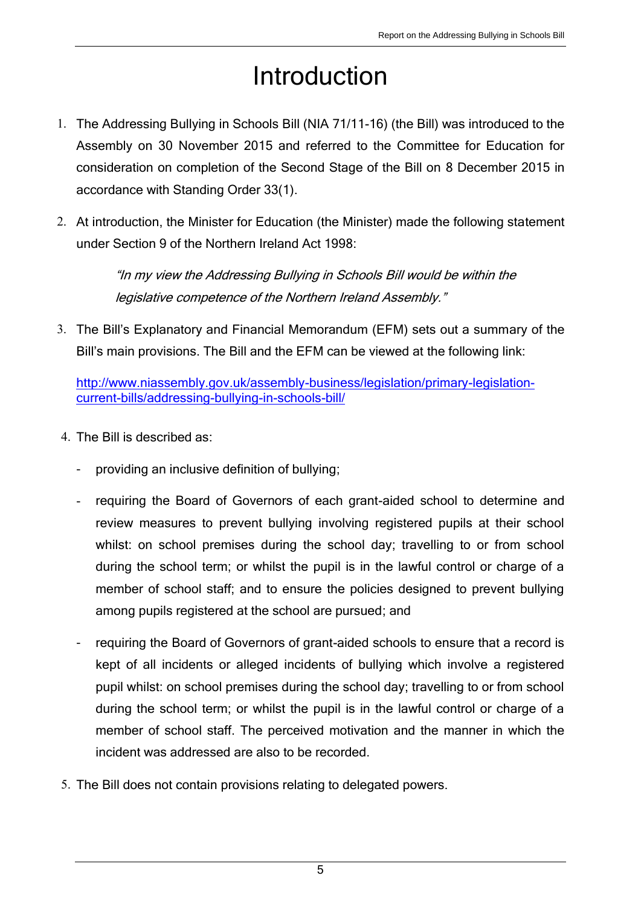# Introduction

1. The Addressing Bullying in Schools Bill (NIA 71/11-16) (the Bill) was introduced to the Assembly on 30 November 2015 and referred to the Committee for Education for consideration on completion of the Second Stage of the Bill on 8 December 2015 in accordance with Standing Order 33(1).

2. At introduction, the Minister for Education (the Minister) made the following statement under Section 9 of the Northern Ireland Act 1998:

   > *"In my view the Addressing Bullying in Schools Bill would be within the legislative competence of the Northern Ireland Assembly."*

3. The Bill's Explanatory and Financial Memorandum (EFM) sets out a summary of the Bill's main provisions. The Bill and the EFM can be viewed at the following link:

   [http://www.niassembly.gov.uk/assembly-business/legislation/primary-legislation-current-bills/addressing-bullying-in-schools-bill/](http://www.niassembly.gov.uk/assembly-business/legislation/primary-legislation-current-bills/addressing-bullying-in-schools-bill/)

4. The Bill is described as:

   - providing an inclusive definition of bullying;
   - requiring the Board of Governors of each grant-aided school to determine and review measures to prevent bullying involving registered pupils at their school whilst: on school premises during the school day; travelling to or from school during the school term; or whilst the pupil is in the lawful control or charge of a member of school staff; and to ensure the policies designed to prevent bullying among pupils registered at the school are pursued; and
   - requiring the Board of Governors of grant-aided schools to ensure that a record is kept of all incidents or alleged incidents of bullying which involve a registered pupil whilst: on school premises during the school day; travelling to or from school during the school term; or whilst the pupil is in the lawful control or charge of a member of school staff. The perceived motivation and the manner in which the incident was addressed are also to be recorded.

5. The Bill does not contain provisions relating to delegated powers.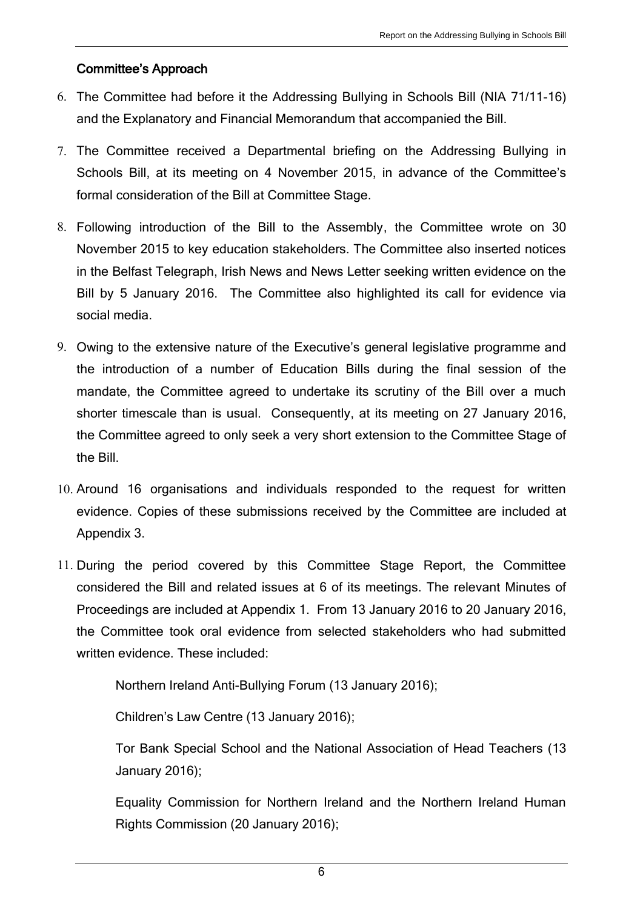### Committee's Approach

6. The Committee had before it the Addressing Bullying in Schools Bill (NIA 71/11-16) and the Explanatory and Financial Memorandum that accompanied the Bill.

7. The Committee received a Departmental briefing on the Addressing Bullying in Schools Bill, at its meeting on 4 November 2015, in advance of the Committee's formal consideration of the Bill at Committee Stage.

8. Following introduction of the Bill to the Assembly, the Committee wrote on 30 November 2015 to key education stakeholders. The Committee also inserted notices in the Belfast Telegraph, Irish News and News Letter seeking written evidence on the Bill by 5 January 2016. The Committee also highlighted its call for evidence via social media.

9. Owing to the extensive nature of the Executive's general legislative programme and the introduction of a number of Education Bills during the final session of the mandate, the Committee agreed to undertake its scrutiny of the Bill over a much shorter timescale than is usual. Consequently, at its meeting on 27 January 2016, the Committee agreed to only seek a very short extension to the Committee Stage of the Bill.

10. Around 16 organisations and individuals responded to the request for written evidence. Copies of these submissions received by the Committee are included at Appendix 3.

11. During the period covered by this Committee Stage Report, the Committee considered the Bill and related issues at 6 of its meetings. The relevant Minutes of Proceedings are included at Appendix 1. From 13 January 2016 to 20 January 2016, the Committee took oral evidence from selected stakeholders who had submitted written evidence. These included:

    Northern Ireland Anti-Bullying Forum (13 January 2016);

    Children's Law Centre (13 January 2016);

    Tor Bank Special School and the National Association of Head Teachers (13 January 2016);

    Equality Commission for Northern Ireland and the Northern Ireland Human Rights Commission (20 January 2016);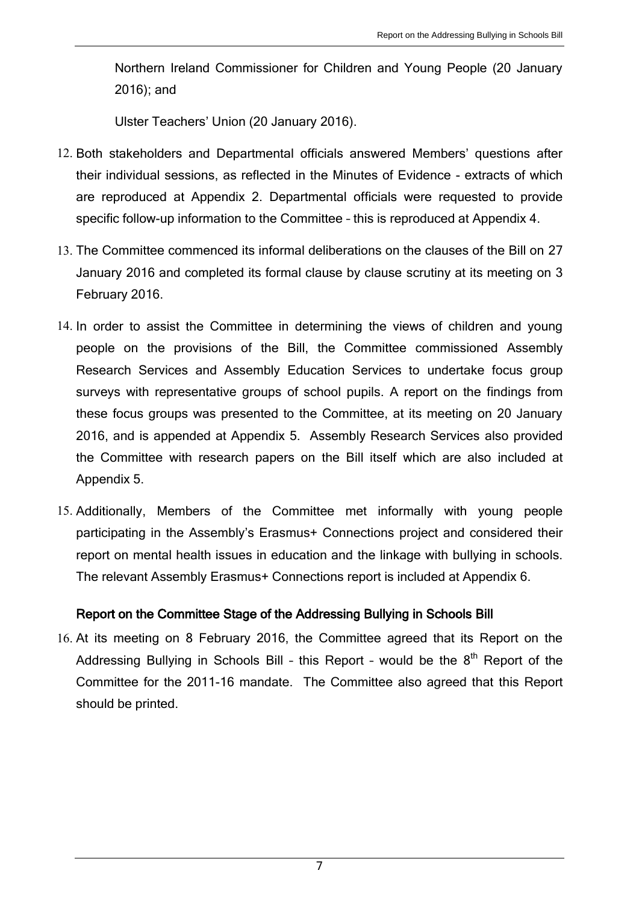Northern Ireland Commissioner for Children and Young People (20 January 2016); and

Ulster Teachers' Union (20 January 2016).

12. Both stakeholders and Departmental officials answered Members' questions after their individual sessions, as reflected in the Minutes of Evidence - extracts of which are reproduced at Appendix 2. Departmental officials were requested to provide specific follow-up information to the Committee – this is reproduced at Appendix 4.

13. The Committee commenced its informal deliberations on the clauses of the Bill on 27 January 2016 and completed its formal clause by clause scrutiny at its meeting on 3 February 2016.

14. In order to assist the Committee in determining the views of children and young people on the provisions of the Bill, the Committee commissioned Assembly Research Services and Assembly Education Services to undertake focus group surveys with representative groups of school pupils. A report on the findings from these focus groups was presented to the Committee, at its meeting on 20 January 2016, and is appended at Appendix 5. Assembly Research Services also provided the Committee with research papers on the Bill itself which are also included at Appendix 5.

15. Additionally, Members of the Committee met informally with young people participating in the Assembly's Erasmus+ Connections project and considered their report on mental health issues in education and the linkage with bullying in schools. The relevant Assembly Erasmus+ Connections report is included at Appendix 6.

### Report on the Committee Stage of the Addressing Bullying in Schools Bill

16. At its meeting on 8 February 2016, the Committee agreed that its Report on the Addressing Bullying in Schools Bill – this Report – would be the 8th Report of the Committee for the 2011-16 mandate. The Committee also agreed that this Report should be printed.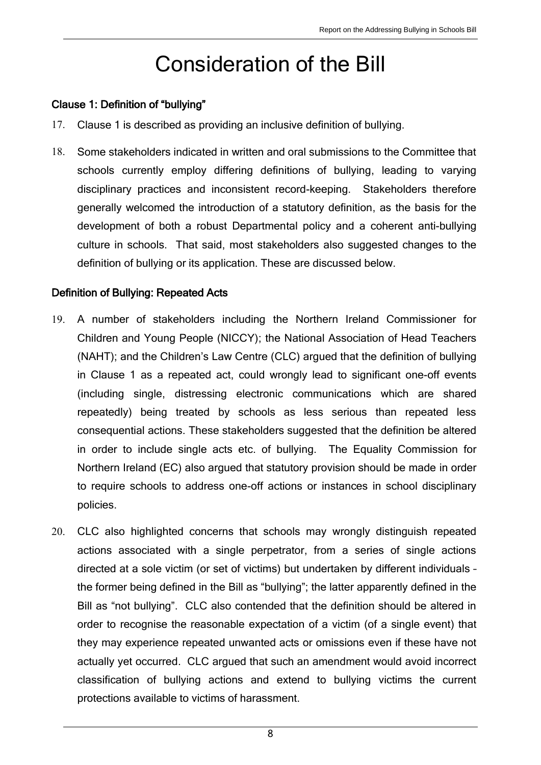# Consideration of the Bill

### Clause 1: Definition of "bullying"

17. Clause 1 is described as providing an inclusive definition of bullying.

18. Some stakeholders indicated in written and oral submissions to the Committee that schools currently employ differing definitions of bullying, leading to varying disciplinary practices and inconsistent record-keeping. Stakeholders therefore generally welcomed the introduction of a statutory definition, as the basis for the development of both a robust Departmental policy and a coherent anti-bullying culture in schools. That said, most stakeholders also suggested changes to the definition of bullying or its application. These are discussed below.

### Definition of Bullying: Repeated Acts

19. A number of stakeholders including the Northern Ireland Commissioner for Children and Young People (NICCY); the National Association of Head Teachers (NAHT); and the Children's Law Centre (CLC) argued that the definition of bullying in Clause 1 as a repeated act, could wrongly lead to significant one-off events (including single, distressing electronic communications which are shared repeatedly) being treated by schools as less serious than repeated less consequential actions. These stakeholders suggested that the definition be altered in order to include single acts etc. of bullying. The Equality Commission for Northern Ireland (EC) also argued that statutory provision should be made in order to require schools to address one-off actions or instances in school disciplinary policies.

20. CLC also highlighted concerns that schools may wrongly distinguish repeated actions associated with a single perpetrator, from a series of single actions directed at a sole victim (or set of victims) but undertaken by different individuals – the former being defined in the Bill as "bullying"; the latter apparently defined in the Bill as "not bullying". CLC also contended that the definition should be altered in order to recognise the reasonable expectation of a victim (of a single event) that they may experience repeated unwanted acts or omissions even if these have not actually yet occurred. CLC argued that such an amendment would avoid incorrect classification of bullying actions and extend to bullying victims the current protections available to victims of harassment.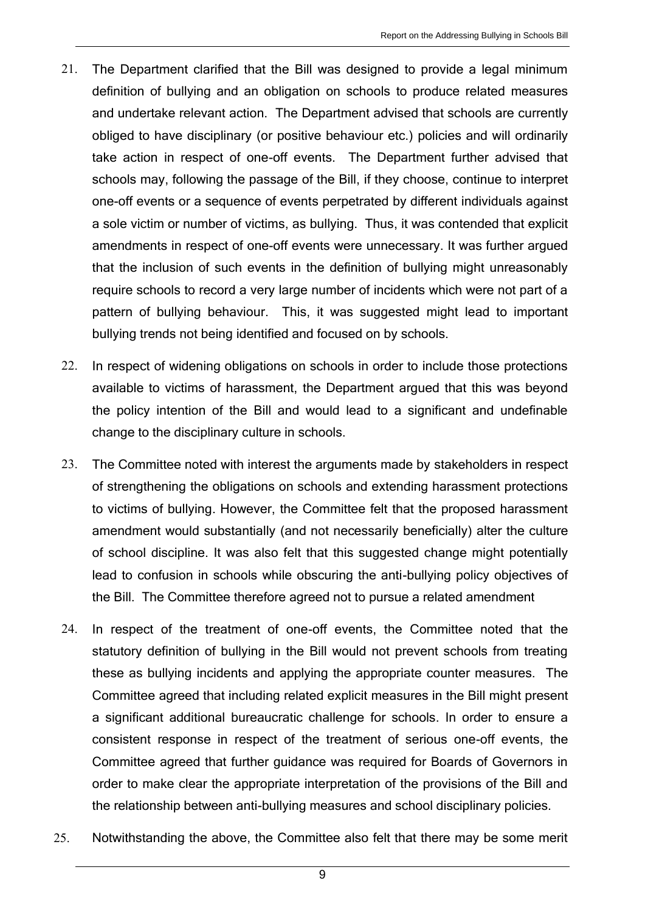21. The Department clarified that the Bill was designed to provide a legal minimum definition of bullying and an obligation on schools to produce related measures and undertake relevant action. The Department advised that schools are currently obliged to have disciplinary (or positive behaviour etc.) policies and will ordinarily take action in respect of one-off events. The Department further advised that schools may, following the passage of the Bill, if they choose, continue to interpret one-off events or a sequence of events perpetrated by different individuals against a sole victim or number of victims, as bullying. Thus, it was contended that explicit amendments in respect of one-off events were unnecessary. It was further argued that the inclusion of such events in the definition of bullying might unreasonably require schools to record a very large number of incidents which were not part of a pattern of bullying behaviour. This, it was suggested might lead to important bullying trends not being identified and focused on by schools.

22. In respect of widening obligations on schools in order to include those protections available to victims of harassment, the Department argued that this was beyond the policy intention of the Bill and would lead to a significant and undefinable change to the disciplinary culture in schools.

23. The Committee noted with interest the arguments made by stakeholders in respect of strengthening the obligations on schools and extending harassment protections to victims of bullying. However, the Committee felt that the proposed harassment amendment would substantially (and not necessarily beneficially) alter the culture of school discipline. It was also felt that this suggested change might potentially lead to confusion in schools while obscuring the anti-bullying policy objectives of the Bill. The Committee therefore agreed not to pursue a related amendment

24. In respect of the treatment of one-off events, the Committee noted that the statutory definition of bullying in the Bill would not prevent schools from treating these as bullying incidents and applying the appropriate counter measures. The Committee agreed that including related explicit measures in the Bill might present a significant additional bureaucratic challenge for schools. In order to ensure a consistent response in respect of the treatment of serious one-off events, the Committee agreed that further guidance was required for Boards of Governors in order to make clear the appropriate interpretation of the provisions of the Bill and the relationship between anti-bullying measures and school disciplinary policies.

25. Notwithstanding the above, the Committee also felt that there may be some merit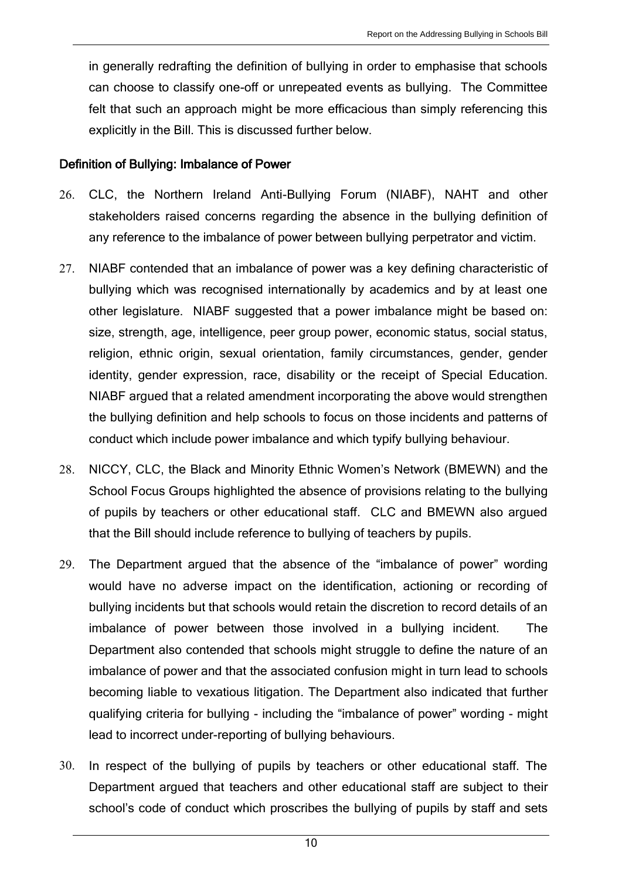in generally redrafting the definition of bullying in order to emphasise that schools can choose to classify one-off or unrepeated events as bullying. The Committee felt that such an approach might be more efficacious than simply referencing this explicitly in the Bill. This is discussed further below.

### Definition of Bullying: Imbalance of Power

26. CLC, the Northern Ireland Anti-Bullying Forum (NIABF), NAHT and other stakeholders raised concerns regarding the absence in the bullying definition of any reference to the imbalance of power between bullying perpetrator and victim.

27. NIABF contended that an imbalance of power was a key defining characteristic of bullying which was recognised internationally by academics and by at least one other legislature. NIABF suggested that a power imbalance might be based on: size, strength, age, intelligence, peer group power, economic status, social status, religion, ethnic origin, sexual orientation, family circumstances, gender, gender identity, gender expression, race, disability or the receipt of Special Education. NIABF argued that a related amendment incorporating the above would strengthen the bullying definition and help schools to focus on those incidents and patterns of conduct which include power imbalance and which typify bullying behaviour.

28. NICCY, CLC, the Black and Minority Ethnic Women's Network (BMEWN) and the School Focus Groups highlighted the absence of provisions relating to the bullying of pupils by teachers or other educational staff. CLC and BMEWN also argued that the Bill should include reference to bullying of teachers by pupils.

29. The Department argued that the absence of the "imbalance of power" wording would have no adverse impact on the identification, actioning or recording of bullying incidents but that schools would retain the discretion to record details of an imbalance of power between those involved in a bullying incident. The Department also contended that schools might struggle to define the nature of an imbalance of power and that the associated confusion might in turn lead to schools becoming liable to vexatious litigation. The Department also indicated that further qualifying criteria for bullying - including the "imbalance of power" wording - might lead to incorrect under-reporting of bullying behaviours.

30. In respect of the bullying of pupils by teachers or other educational staff. The Department argued that teachers and other educational staff are subject to their school's code of conduct which proscribes the bullying of pupils by staff and sets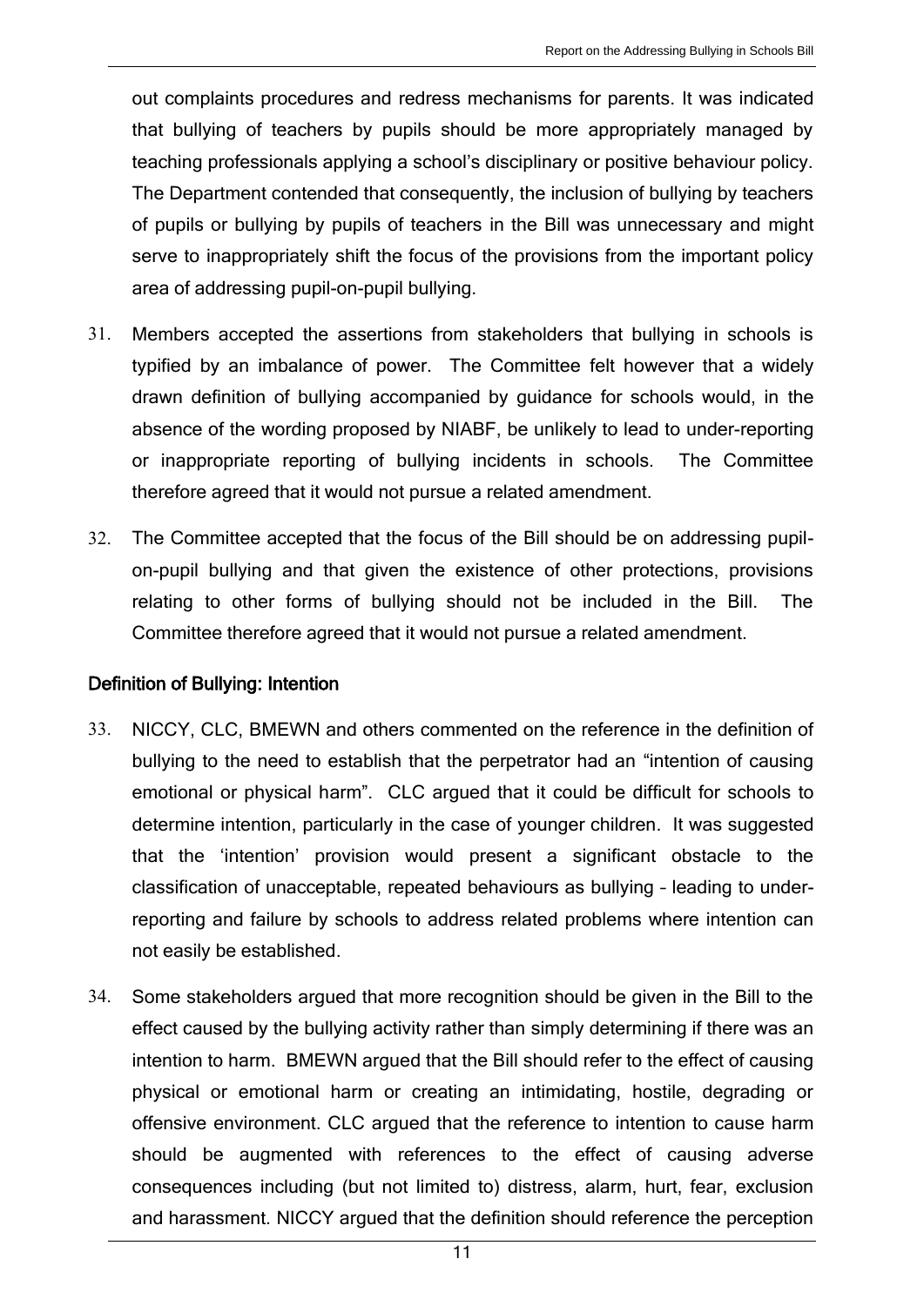out complaints procedures and redress mechanisms for parents. It was indicated that bullying of teachers by pupils should be more appropriately managed by teaching professionals applying a school's disciplinary or positive behaviour policy. The Department contended that consequently, the inclusion of bullying by teachers of pupils or bullying by pupils of teachers in the Bill was unnecessary and might serve to inappropriately shift the focus of the provisions from the important policy area of addressing pupil-on-pupil bullying.

31. Members accepted the assertions from stakeholders that bullying in schools is typified by an imbalance of power. The Committee felt however that a widely drawn definition of bullying accompanied by guidance for schools would, in the absence of the wording proposed by NIABF, be unlikely to lead to under-reporting or inappropriate reporting of bullying incidents in schools. The Committee therefore agreed that it would not pursue a related amendment.

32. The Committee accepted that the focus of the Bill should be on addressing pupil-on-pupil bullying and that given the existence of other protections, provisions relating to other forms of bullying should not be included in the Bill. The Committee therefore agreed that it would not pursue a related amendment.

### Definition of Bullying: Intention

33. NICCY, CLC, BMEWN and others commented on the reference in the definition of bullying to the need to establish that the perpetrator had an "intention of causing emotional or physical harm". CLC argued that it could be difficult for schools to determine intention, particularly in the case of younger children. It was suggested that the 'intention' provision would present a significant obstacle to the classification of unacceptable, repeated behaviours as bullying – leading to under-reporting and failure by schools to address related problems where intention can not easily be established.

34. Some stakeholders argued that more recognition should be given in the Bill to the effect caused by the bullying activity rather than simply determining if there was an intention to harm. BMEWN argued that the Bill should refer to the effect of causing physical or emotional harm or creating an intimidating, hostile, degrading or offensive environment. CLC argued that the reference to intention to cause harm should be augmented with references to the effect of causing adverse consequences including (but not limited to) distress, alarm, hurt, fear, exclusion and harassment. NICCY argued that the definition should reference the perception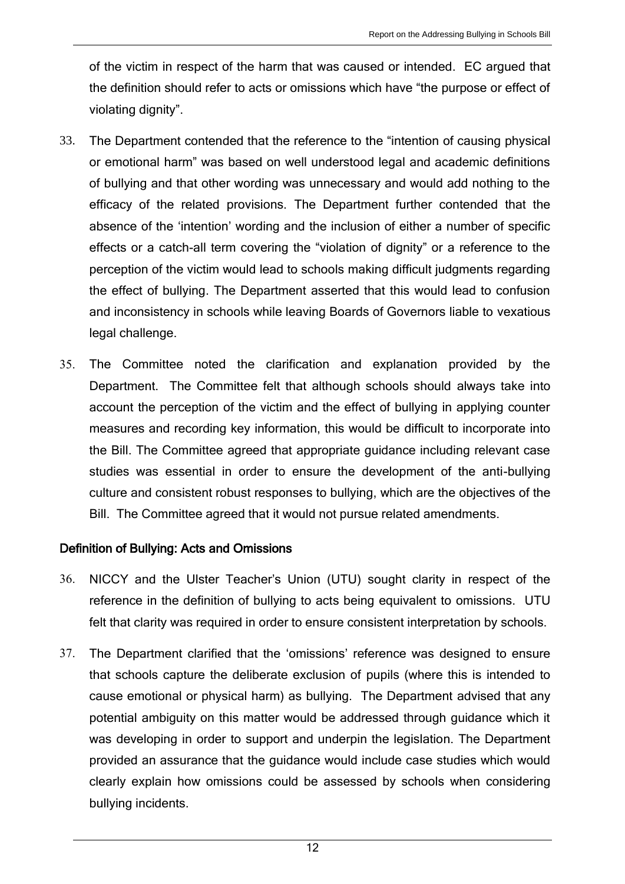of the victim in respect of the harm that was caused or intended. EC argued that the definition should refer to acts or omissions which have "the purpose or effect of violating dignity".

33. The Department contended that the reference to the "intention of causing physical or emotional harm" was based on well understood legal and academic definitions of bullying and that other wording was unnecessary and would add nothing to the efficacy of the related provisions. The Department further contended that the absence of the 'intention' wording and the inclusion of either a number of specific effects or a catch-all term covering the "violation of dignity" or a reference to the perception of the victim would lead to schools making difficult judgments regarding the effect of bullying. The Department asserted that this would lead to confusion and inconsistency in schools while leaving Boards of Governors liable to vexatious legal challenge.

35. The Committee noted the clarification and explanation provided by the Department. The Committee felt that although schools should always take into account the perception of the victim and the effect of bullying in applying counter measures and recording key information, this would be difficult to incorporate into the Bill. The Committee agreed that appropriate guidance including relevant case studies was essential in order to ensure the development of the anti-bullying culture and consistent robust responses to bullying, which are the objectives of the Bill. The Committee agreed that it would not pursue related amendments.

### Definition of Bullying: Acts and Omissions

36. NICCY and the Ulster Teacher's Union (UTU) sought clarity in respect of the reference in the definition of bullying to acts being equivalent to omissions. UTU felt that clarity was required in order to ensure consistent interpretation by schools.

37. The Department clarified that the 'omissions' reference was designed to ensure that schools capture the deliberate exclusion of pupils (where this is intended to cause emotional or physical harm) as bullying. The Department advised that any potential ambiguity on this matter would be addressed through guidance which it was developing in order to support and underpin the legislation. The Department provided an assurance that the guidance would include case studies which would clearly explain how omissions could be assessed by schools when considering bullying incidents.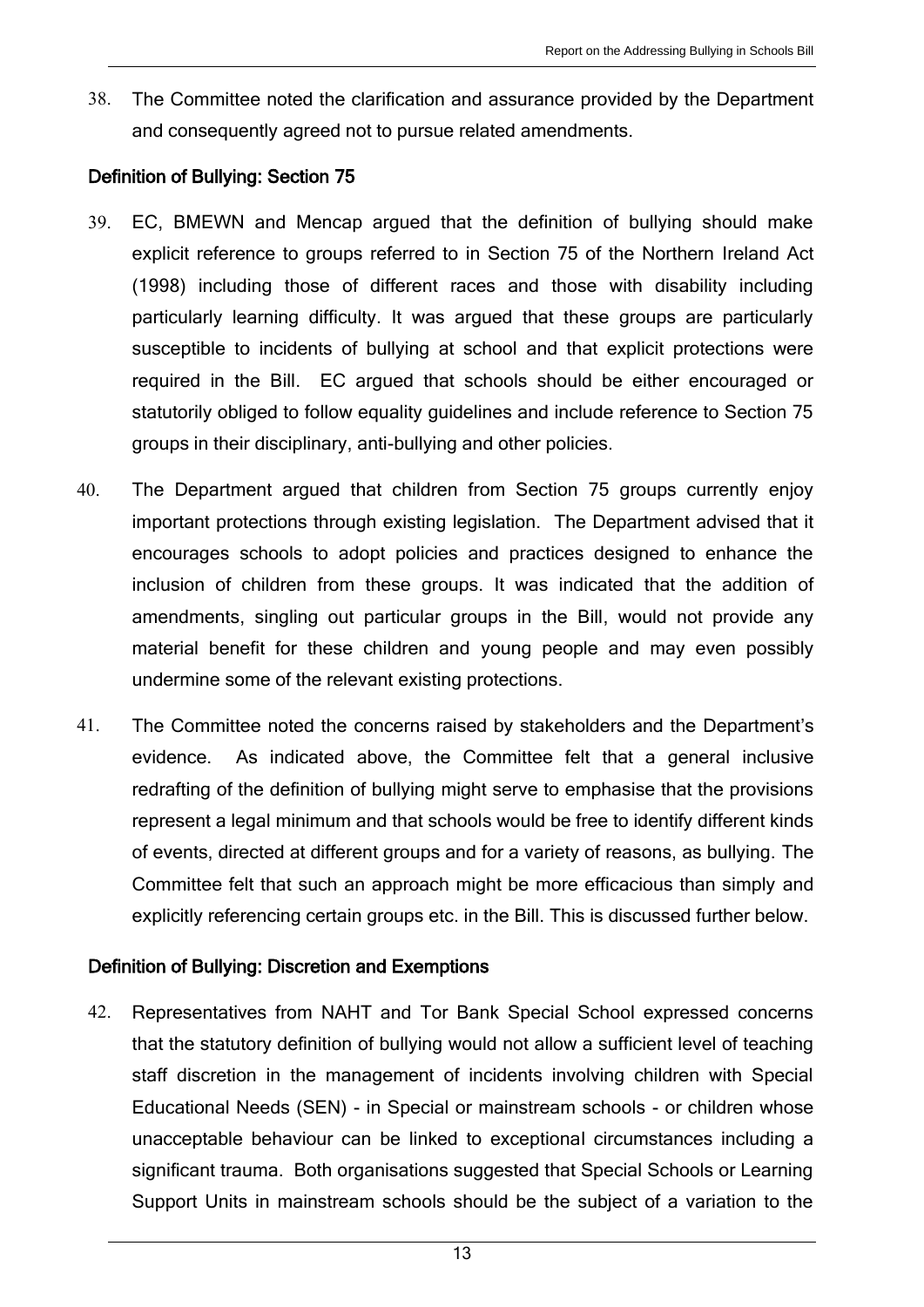38. The Committee noted the clarification and assurance provided by the Department and consequently agreed not to pursue related amendments.

### Definition of Bullying: Section 75

39. EC, BMEWN and Mencap argued that the definition of bullying should make explicit reference to groups referred to in Section 75 of the Northern Ireland Act (1998) including those of different races and those with disability including particularly learning difficulty. It was argued that these groups are particularly susceptible to incidents of bullying at school and that explicit protections were required in the Bill. EC argued that schools should be either encouraged or statutorily obliged to follow equality guidelines and include reference to Section 75 groups in their disciplinary, anti-bullying and other policies.

40. The Department argued that children from Section 75 groups currently enjoy important protections through existing legislation. The Department advised that it encourages schools to adopt policies and practices designed to enhance the inclusion of children from these groups. It was indicated that the addition of amendments, singling out particular groups in the Bill, would not provide any material benefit for these children and young people and may even possibly undermine some of the relevant existing protections.

41. The Committee noted the concerns raised by stakeholders and the Department's evidence. As indicated above, the Committee felt that a general inclusive redrafting of the definition of bullying might serve to emphasise that the provisions represent a legal minimum and that schools would be free to identify different kinds of events, directed at different groups and for a variety of reasons, as bullying. The Committee felt that such an approach might be more efficacious than simply and explicitly referencing certain groups etc. in the Bill. This is discussed further below.

### Definition of Bullying: Discretion and Exemptions

42. Representatives from NAHT and Tor Bank Special School expressed concerns that the statutory definition of bullying would not allow a sufficient level of teaching staff discretion in the management of incidents involving children with Special Educational Needs (SEN) - in Special or mainstream schools - or children whose unacceptable behaviour can be linked to exceptional circumstances including a significant trauma. Both organisations suggested that Special Schools or Learning Support Units in mainstream schools should be the subject of a variation to the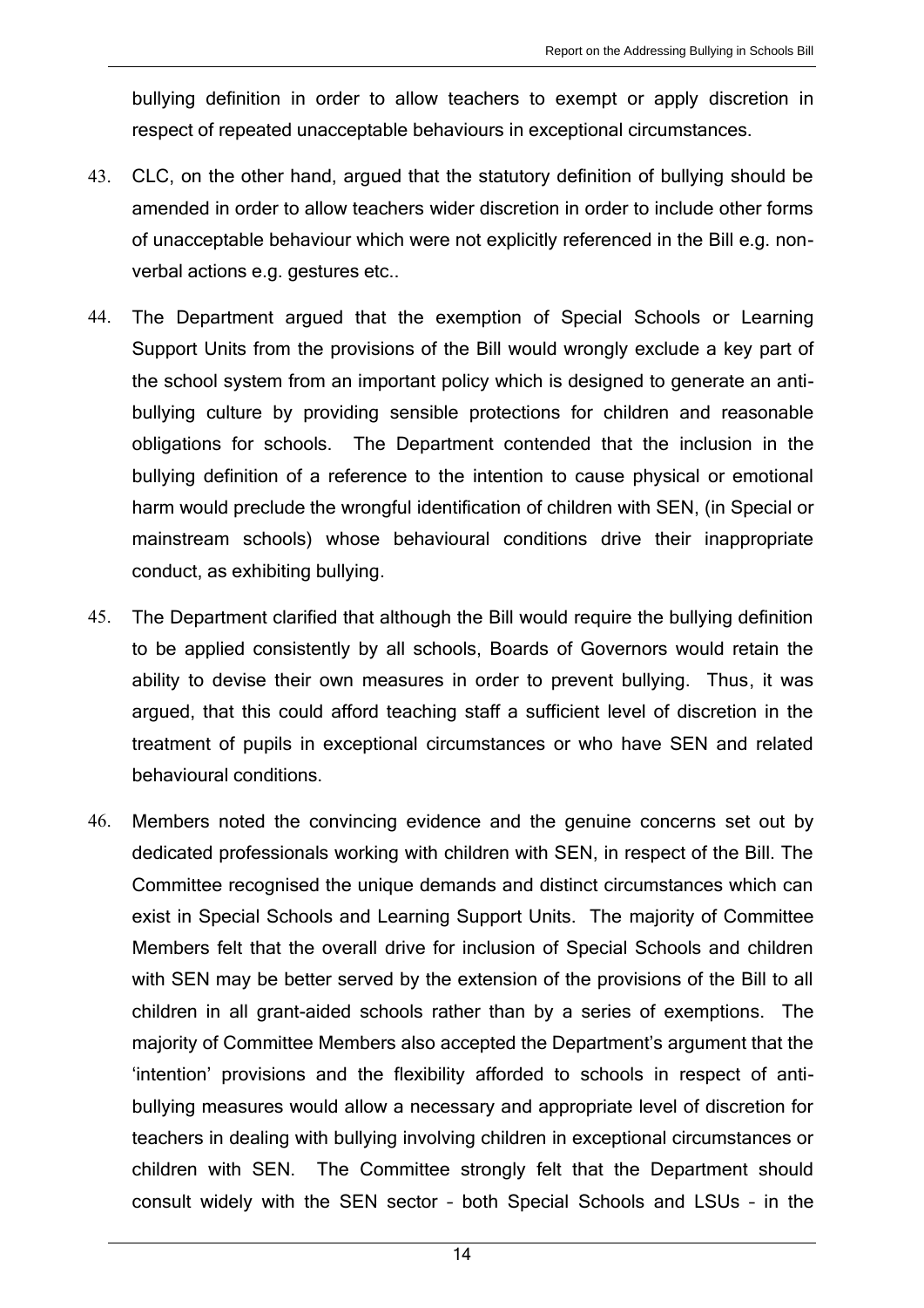bullying definition in order to allow teachers to exempt or apply discretion in respect of repeated unacceptable behaviours in exceptional circumstances.

43. CLC, on the other hand, argued that the statutory definition of bullying should be amended in order to allow teachers wider discretion in order to include other forms of unacceptable behaviour which were not explicitly referenced in the Bill e.g. non-verbal actions e.g. gestures etc..

44. The Department argued that the exemption of Special Schools or Learning Support Units from the provisions of the Bill would wrongly exclude a key part of the school system from an important policy which is designed to generate an anti-bullying culture by providing sensible protections for children and reasonable obligations for schools. The Department contended that the inclusion in the bullying definition of a reference to the intention to cause physical or emotional harm would preclude the wrongful identification of children with SEN, (in Special or mainstream schools) whose behavioural conditions drive their inappropriate conduct, as exhibiting bullying.

45. The Department clarified that although the Bill would require the bullying definition to be applied consistently by all schools, Boards of Governors would retain the ability to devise their own measures in order to prevent bullying. Thus, it was argued, that this could afford teaching staff a sufficient level of discretion in the treatment of pupils in exceptional circumstances or who have SEN and related behavioural conditions.

46. Members noted the convincing evidence and the genuine concerns set out by dedicated professionals working with children with SEN, in respect of the Bill. The Committee recognised the unique demands and distinct circumstances which can exist in Special Schools and Learning Support Units. The majority of Committee Members felt that the overall drive for inclusion of Special Schools and children with SEN may be better served by the extension of the provisions of the Bill to all children in all grant-aided schools rather than by a series of exemptions. The majority of Committee Members also accepted the Department's argument that the 'intention' provisions and the flexibility afforded to schools in respect of anti-bullying measures would allow a necessary and appropriate level of discretion for teachers in dealing with bullying involving children in exceptional circumstances or children with SEN. The Committee strongly felt that the Department should consult widely with the SEN sector – both Special Schools and LSUs – in the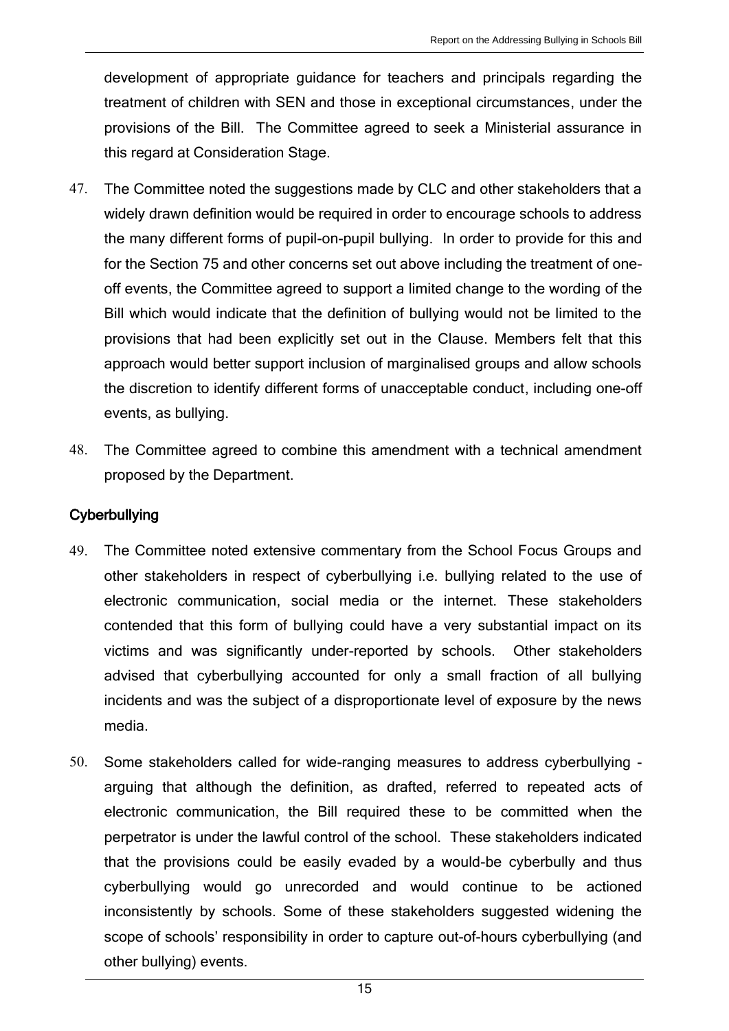development of appropriate guidance for teachers and principals regarding the treatment of children with SEN and those in exceptional circumstances, under the provisions of the Bill. The Committee agreed to seek a Ministerial assurance in this regard at Consideration Stage.

47. The Committee noted the suggestions made by CLC and other stakeholders that a widely drawn definition would be required in order to encourage schools to address the many different forms of pupil-on-pupil bullying. In order to provide for this and for the Section 75 and other concerns set out above including the treatment of one-off events, the Committee agreed to support a limited change to the wording of the Bill which would indicate that the definition of bullying would not be limited to the provisions that had been explicitly set out in the Clause. Members felt that this approach would better support inclusion of marginalised groups and allow schools the discretion to identify different forms of unacceptable conduct, including one-off events, as bullying.

48. The Committee agreed to combine this amendment with a technical amendment proposed by the Department.

## Cyberbullying

49. The Committee noted extensive commentary from the School Focus Groups and other stakeholders in respect of cyberbullying i.e. bullying related to the use of electronic communication, social media or the internet. These stakeholders contended that this form of bullying could have a very substantial impact on its victims and was significantly under-reported by schools. Other stakeholders advised that cyberbullying accounted for only a small fraction of all bullying incidents and was the subject of a disproportionate level of exposure by the news media.

50. Some stakeholders called for wide-ranging measures to address cyberbullying - arguing that although the definition, as drafted, referred to repeated acts of electronic communication, the Bill required these to be committed when the perpetrator is under the lawful control of the school. These stakeholders indicated that the provisions could be easily evaded by a would-be cyberbully and thus cyberbullying would go unrecorded and would continue to be actioned inconsistently by schools. Some of these stakeholders suggested widening the scope of schools' responsibility in order to capture out-of-hours cyberbullying (and other bullying) events.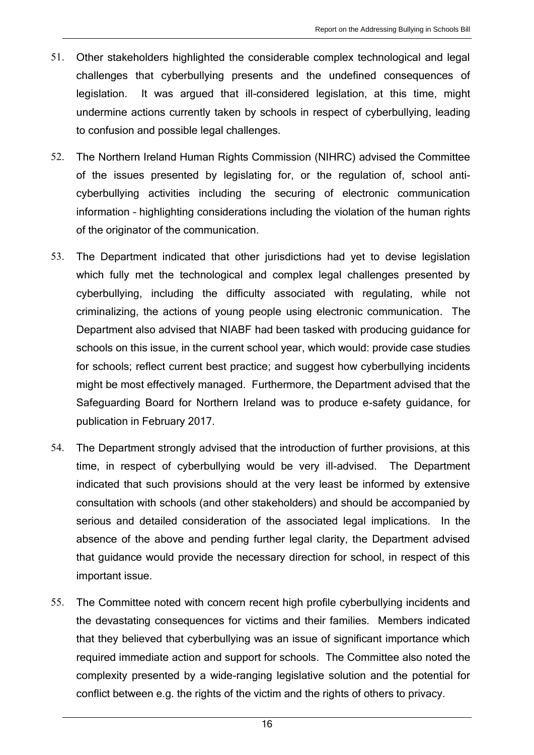51. Other stakeholders highlighted the considerable complex technological and legal challenges that cyberbullying presents and the undefined consequences of legislation. It was argued that ill-considered legislation, at this time, might undermine actions currently taken by schools in respect of cyberbullying, leading to confusion and possible legal challenges.

52. The Northern Ireland Human Rights Commission (NIHRC) advised the Committee of the issues presented by legislating for, or the regulation of, school anti-cyberbullying activities including the securing of electronic communication information – highlighting considerations including the violation of the human rights of the originator of the communication.

53. The Department indicated that other jurisdictions had yet to devise legislation which fully met the technological and complex legal challenges presented by cyberbullying, including the difficulty associated with regulating, while not criminalizing, the actions of young people using electronic communication. The Department also advised that NIABF had been tasked with producing guidance for schools on this issue, in the current school year, which would: provide case studies for schools; reflect current best practice; and suggest how cyberbullying incidents might be most effectively managed. Furthermore, the Department advised that the Safeguarding Board for Northern Ireland was to produce e-safety guidance, for publication in February 2017.

54. The Department strongly advised that the introduction of further provisions, at this time, in respect of cyberbullying would be very ill-advised. The Department indicated that such provisions should at the very least be informed by extensive consultation with schools (and other stakeholders) and should be accompanied by serious and detailed consideration of the associated legal implications. In the absence of the above and pending further legal clarity, the Department advised that guidance would provide the necessary direction for school, in respect of this important issue.

55. The Committee noted with concern recent high profile cyberbullying incidents and the devastating consequences for victims and their families. Members indicated that they believed that cyberbullying was an issue of significant importance which required immediate action and support for schools. The Committee also noted the complexity presented by a wide-ranging legislative solution and the potential for conflict between e.g. the rights of the victim and the rights of others to privacy.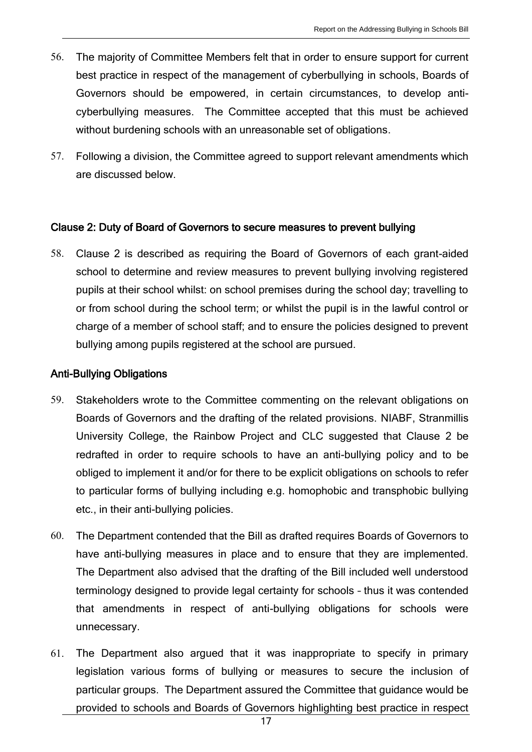56. The majority of Committee Members felt that in order to ensure support for current best practice in respect of the management of cyberbullying in schools, Boards of Governors should be empowered, in certain circumstances, to develop anti-cyberbullying measures. The Committee accepted that this must be achieved without burdening schools with an unreasonable set of obligations.

57. Following a division, the Committee agreed to support relevant amendments which are discussed below.

### Clause 2: Duty of Board of Governors to secure measures to prevent bullying

58. Clause 2 is described as requiring the Board of Governors of each grant-aided school to determine and review measures to prevent bullying involving registered pupils at their school whilst: on school premises during the school day; travelling to or from school during the school term; or whilst the pupil is in the lawful control or charge of a member of school staff; and to ensure the policies designed to prevent bullying among pupils registered at the school are pursued.

### Anti-Bullying Obligations

59. Stakeholders wrote to the Committee commenting on the relevant obligations on Boards of Governors and the drafting of the related provisions. NIABF, Stranmillis University College, the Rainbow Project and CLC suggested that Clause 2 be redrafted in order to require schools to have an anti-bullying policy and to be obliged to implement it and/or for there to be explicit obligations on schools to refer to particular forms of bullying including e.g. homophobic and transphobic bullying etc., in their anti-bullying policies.

60. The Department contended that the Bill as drafted requires Boards of Governors to have anti-bullying measures in place and to ensure that they are implemented. The Department also advised that the drafting of the Bill included well understood terminology designed to provide legal certainty for schools – thus it was contended that amendments in respect of anti-bullying obligations for schools were unnecessary.

61. The Department also argued that it was inappropriate to specify in primary legislation various forms of bullying or measures to secure the inclusion of particular groups. The Department assured the Committee that guidance would be provided to schools and Boards of Governors highlighting best practice in respect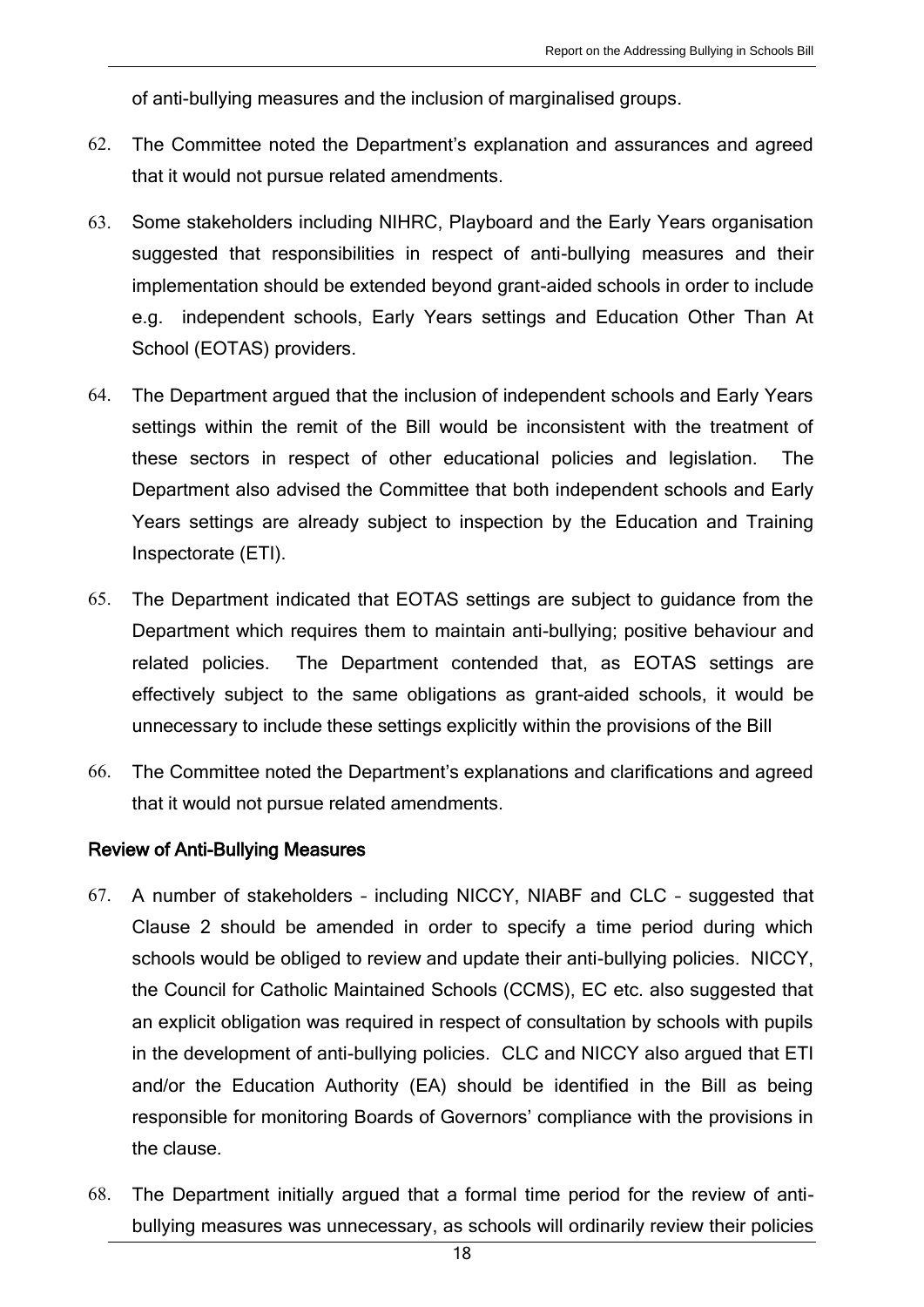of anti-bullying measures and the inclusion of marginalised groups.

62. The Committee noted the Department's explanation and assurances and agreed that it would not pursue related amendments.

63. Some stakeholders including NIHRC, Playboard and the Early Years organisation suggested that responsibilities in respect of anti-bullying measures and their implementation should be extended beyond grant-aided schools in order to include e.g. independent schools, Early Years settings and Education Other Than At School (EOTAS) providers.

64. The Department argued that the inclusion of independent schools and Early Years settings within the remit of the Bill would be inconsistent with the treatment of these sectors in respect of other educational policies and legislation. The Department also advised the Committee that both independent schools and Early Years settings are already subject to inspection by the Education and Training Inspectorate (ETI).

65. The Department indicated that EOTAS settings are subject to guidance from the Department which requires them to maintain anti-bullying; positive behaviour and related policies. The Department contended that, as EOTAS settings are effectively subject to the same obligations as grant-aided schools, it would be unnecessary to include these settings explicitly within the provisions of the Bill

66. The Committee noted the Department's explanations and clarifications and agreed that it would not pursue related amendments.

### Review of Anti-Bullying Measures

67. A number of stakeholders – including NICCY, NIABF and CLC – suggested that Clause 2 should be amended in order to specify a time period during which schools would be obliged to review and update their anti-bullying policies. NICCY, the Council for Catholic Maintained Schools (CCMS), EC etc. also suggested that an explicit obligation was required in respect of consultation by schools with pupils in the development of anti-bullying policies. CLC and NICCY also argued that ETI and/or the Education Authority (EA) should be identified in the Bill as being responsible for monitoring Boards of Governors' compliance with the provisions in the clause.

68. The Department initially argued that a formal time period for the review of anti-bullying measures was unnecessary, as schools will ordinarily review their policies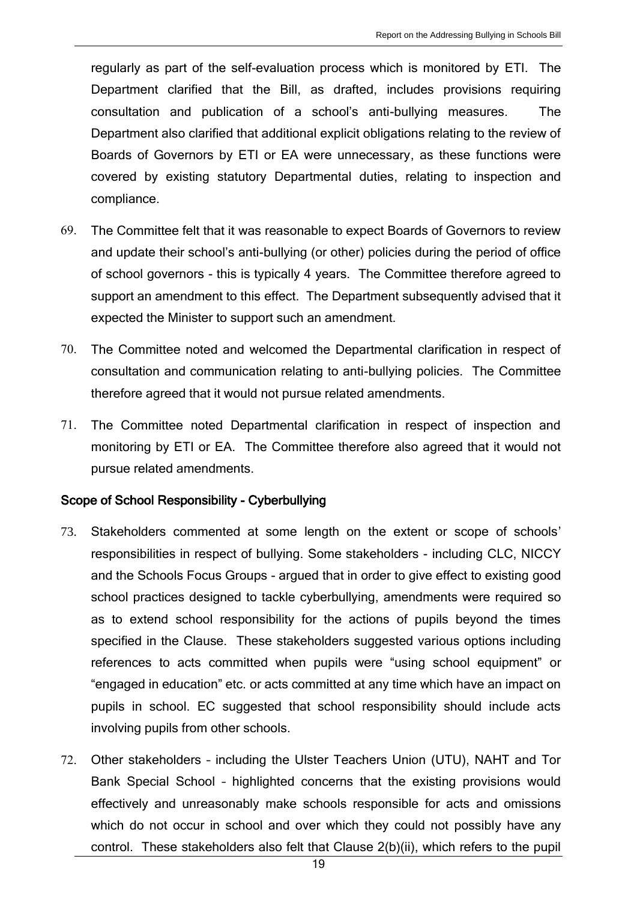regularly as part of the self-evaluation process which is monitored by ETI. The Department clarified that the Bill, as drafted, includes provisions requiring consultation and publication of a school's anti-bullying measures. The Department also clarified that additional explicit obligations relating to the review of Boards of Governors by ETI or EA were unnecessary, as these functions were covered by existing statutory Departmental duties, relating to inspection and compliance.

69. The Committee felt that it was reasonable to expect Boards of Governors to review and update their school's anti-bullying (or other) policies during the period of office of school governors - this is typically 4 years. The Committee therefore agreed to support an amendment to this effect. The Department subsequently advised that it expected the Minister to support such an amendment.

70. The Committee noted and welcomed the Departmental clarification in respect of consultation and communication relating to anti-bullying policies. The Committee therefore agreed that it would not pursue related amendments.

71. The Committee noted Departmental clarification in respect of inspection and monitoring by ETI or EA. The Committee therefore also agreed that it would not pursue related amendments.

### Scope of School Responsibility - Cyberbullying

73. Stakeholders commented at some length on the extent or scope of schools' responsibilities in respect of bullying. Some stakeholders - including CLC, NICCY and the Schools Focus Groups - argued that in order to give effect to existing good school practices designed to tackle cyberbullying, amendments were required so as to extend school responsibility for the actions of pupils beyond the times specified in the Clause. These stakeholders suggested various options including references to acts committed when pupils were "using school equipment" or "engaged in education" etc. or acts committed at any time which have an impact on pupils in school. EC suggested that school responsibility should include acts involving pupils from other schools.

72. Other stakeholders – including the Ulster Teachers Union (UTU), NAHT and Tor Bank Special School – highlighted concerns that the existing provisions would effectively and unreasonably make schools responsible for acts and omissions which do not occur in school and over which they could not possibly have any control. These stakeholders also felt that Clause 2(b)(ii), which refers to the pupil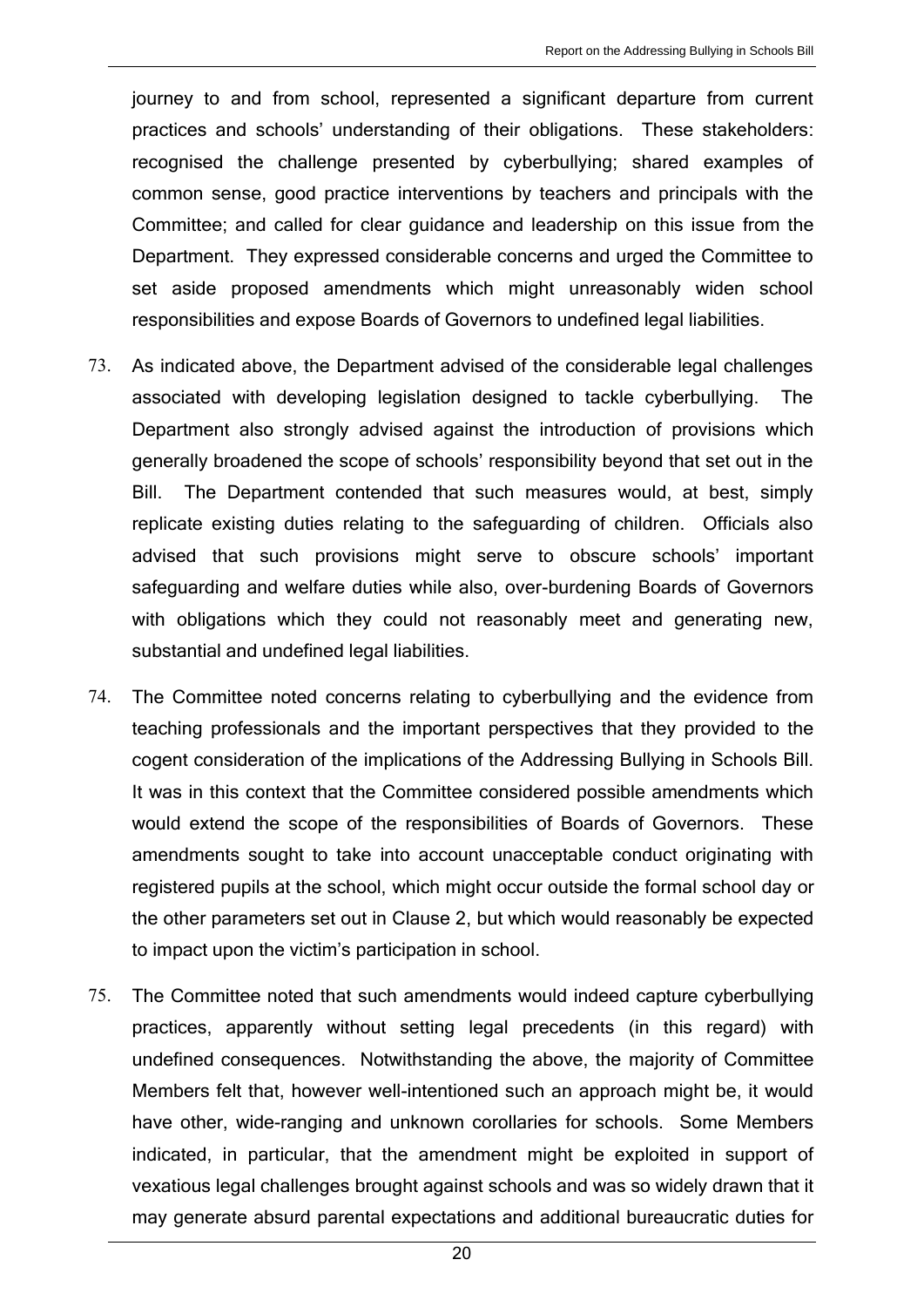journey to and from school, represented a significant departure from current practices and schools' understanding of their obligations. These stakeholders: recognised the challenge presented by cyberbullying; shared examples of common sense, good practice interventions by teachers and principals with the Committee; and called for clear guidance and leadership on this issue from the Department. They expressed considerable concerns and urged the Committee to set aside proposed amendments which might unreasonably widen school responsibilities and expose Boards of Governors to undefined legal liabilities.

73. As indicated above, the Department advised of the considerable legal challenges associated with developing legislation designed to tackle cyberbullying. The Department also strongly advised against the introduction of provisions which generally broadened the scope of schools' responsibility beyond that set out in the Bill. The Department contended that such measures would, at best, simply replicate existing duties relating to the safeguarding of children. Officials also advised that such provisions might serve to obscure schools' important safeguarding and welfare duties while also, over-burdening Boards of Governors with obligations which they could not reasonably meet and generating new, substantial and undefined legal liabilities.

74. The Committee noted concerns relating to cyberbullying and the evidence from teaching professionals and the important perspectives that they provided to the cogent consideration of the implications of the Addressing Bullying in Schools Bill. It was in this context that the Committee considered possible amendments which would extend the scope of the responsibilities of Boards of Governors. These amendments sought to take into account unacceptable conduct originating with registered pupils at the school, which might occur outside the formal school day or the other parameters set out in Clause 2, but which would reasonably be expected to impact upon the victim's participation in school.

75. The Committee noted that such amendments would indeed capture cyberbullying practices, apparently without setting legal precedents (in this regard) with undefined consequences. Notwithstanding the above, the majority of Committee Members felt that, however well-intentioned such an approach might be, it would have other, wide-ranging and unknown corollaries for schools. Some Members indicated, in particular, that the amendment might be exploited in support of vexatious legal challenges brought against schools and was so widely drawn that it may generate absurd parental expectations and additional bureaucratic duties for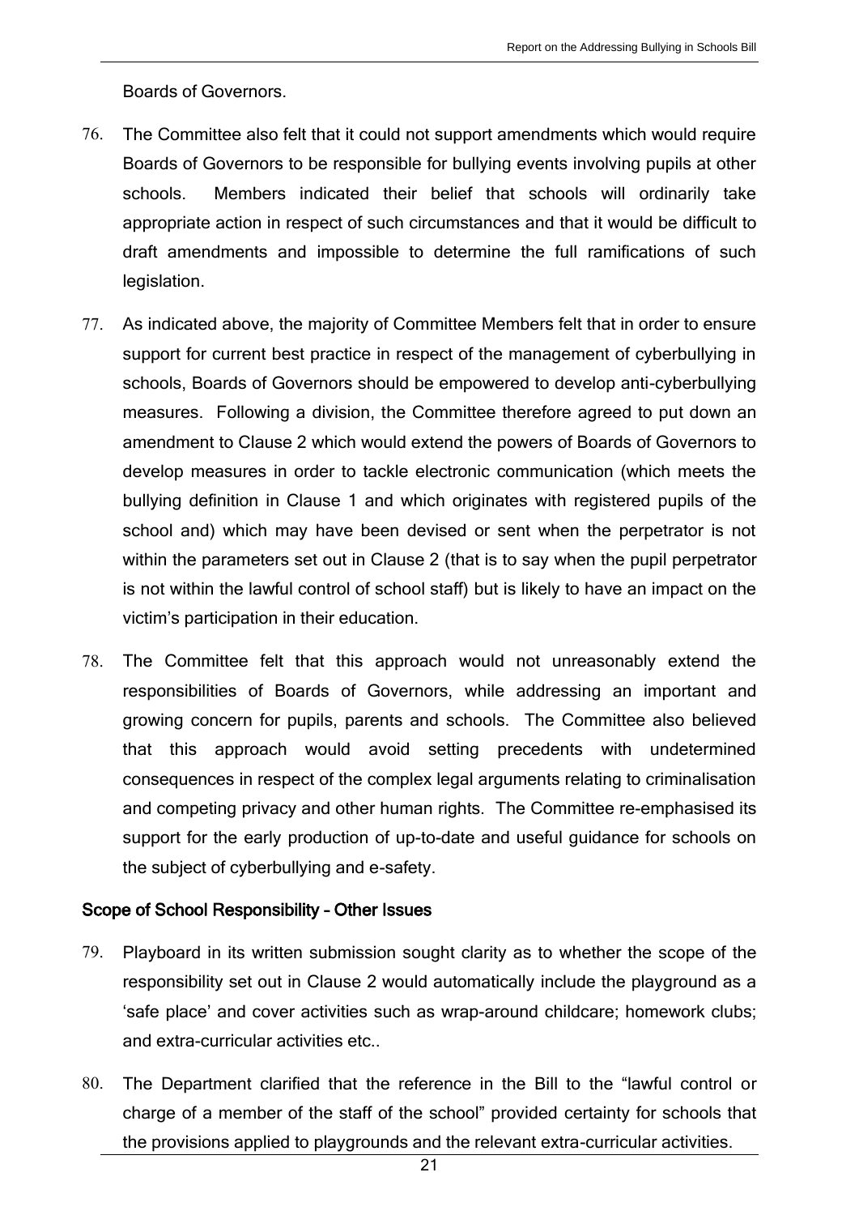Boards of Governors.

76. The Committee also felt that it could not support amendments which would require Boards of Governors to be responsible for bullying events involving pupils at other schools. Members indicated their belief that schools will ordinarily take appropriate action in respect of such circumstances and that it would be difficult to draft amendments and impossible to determine the full ramifications of such legislation.

77. As indicated above, the majority of Committee Members felt that in order to ensure support for current best practice in respect of the management of cyberbullying in schools, Boards of Governors should be empowered to develop anti-cyberbullying measures. Following a division, the Committee therefore agreed to put down an amendment to Clause 2 which would extend the powers of Boards of Governors to develop measures in order to tackle electronic communication (which meets the bullying definition in Clause 1 and which originates with registered pupils of the school and) which may have been devised or sent when the perpetrator is not within the parameters set out in Clause 2 (that is to say when the pupil perpetrator is not within the lawful control of school staff) but is likely to have an impact on the victim's participation in their education.

78. The Committee felt that this approach would not unreasonably extend the responsibilities of Boards of Governors, while addressing an important and growing concern for pupils, parents and schools. The Committee also believed that this approach would avoid setting precedents with undetermined consequences in respect of the complex legal arguments relating to criminalisation and competing privacy and other human rights. The Committee re-emphasised its support for the early production of up-to-date and useful guidance for schools on the subject of cyberbullying and e-safety.

### Scope of School Responsibility – Other Issues

79. Playboard in its written submission sought clarity as to whether the scope of the responsibility set out in Clause 2 would automatically include the playground as a 'safe place' and cover activities such as wrap-around childcare; homework clubs; and extra-curricular activities etc..

80. The Department clarified that the reference in the Bill to the "lawful control or charge of a member of the staff of the school" provided certainty for schools that the provisions applied to playgrounds and the relevant extra-curricular activities.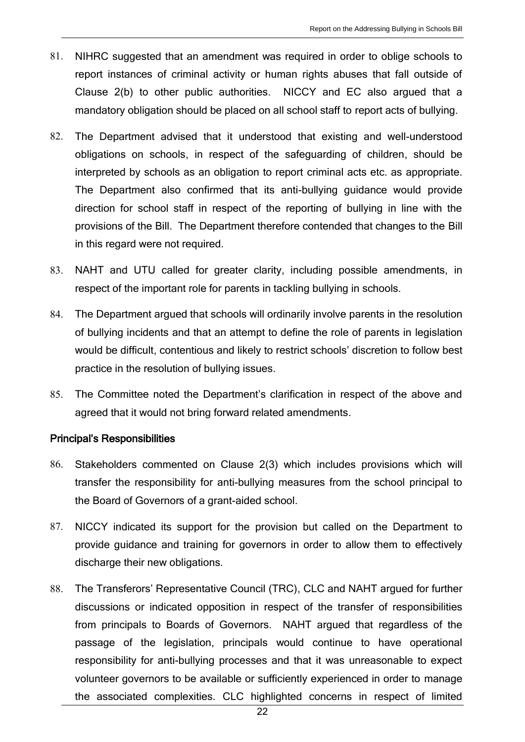81. NIHRC suggested that an amendment was required in order to oblige schools to report instances of criminal activity or human rights abuses that fall outside of Clause 2(b) to other public authorities. NICCY and EC also argued that a mandatory obligation should be placed on all school staff to report acts of bullying.

82. The Department advised that it understood that existing and well-understood obligations on schools, in respect of the safeguarding of children, should be interpreted by schools as an obligation to report criminal acts etc. as appropriate. The Department also confirmed that its anti-bullying guidance would provide direction for school staff in respect of the reporting of bullying in line with the provisions of the Bill. The Department therefore contended that changes to the Bill in this regard were not required.

83. NAHT and UTU called for greater clarity, including possible amendments, in respect of the important role for parents in tackling bullying in schools.

84. The Department argued that schools will ordinarily involve parents in the resolution of bullying incidents and that an attempt to define the role of parents in legislation would be difficult, contentious and likely to restrict schools' discretion to follow best practice in the resolution of bullying issues.

85. The Committee noted the Department's clarification in respect of the above and agreed that it would not bring forward related amendments.

### Principal's Responsibilities

86. Stakeholders commented on Clause 2(3) which includes provisions which will transfer the responsibility for anti-bullying measures from the school principal to the Board of Governors of a grant-aided school.

87. NICCY indicated its support for the provision but called on the Department to provide guidance and training for governors in order to allow them to effectively discharge their new obligations.

88. The Transferors' Representative Council (TRC), CLC and NAHT argued for further discussions or indicated opposition in respect of the transfer of responsibilities from principals to Boards of Governors. NAHT argued that regardless of the passage of the legislation, principals would continue to have operational responsibility for anti-bullying processes and that it was unreasonable to expect volunteer governors to be available or sufficiently experienced in order to manage the associated complexities. CLC highlighted concerns in respect of limited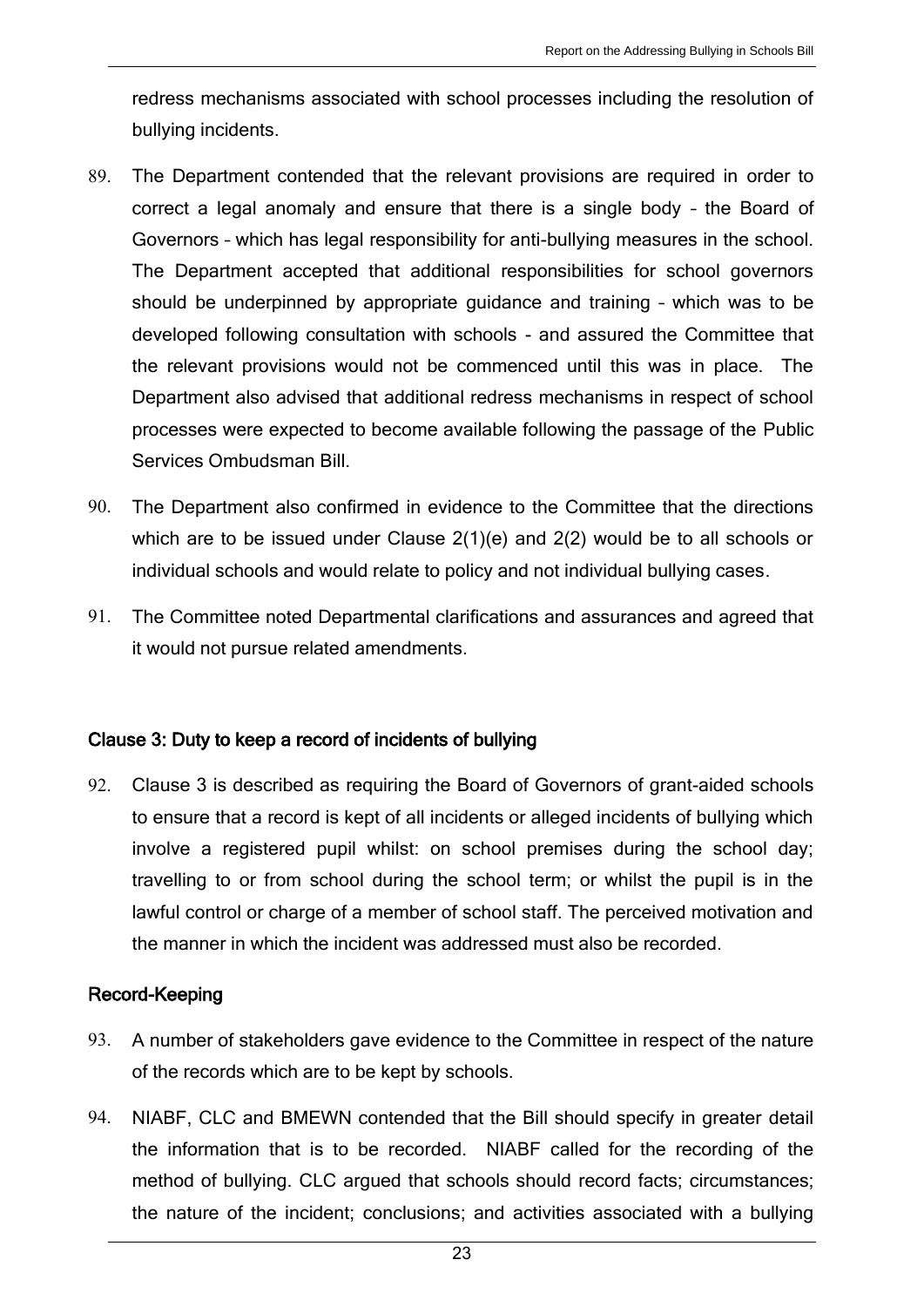redress mechanisms associated with school processes including the resolution of bullying incidents.

89. The Department contended that the relevant provisions are required in order to correct a legal anomaly and ensure that there is a single body – the Board of Governors – which has legal responsibility for anti-bullying measures in the school. The Department accepted that additional responsibilities for school governors should be underpinned by appropriate guidance and training – which was to be developed following consultation with schools - and assured the Committee that the relevant provisions would not be commenced until this was in place. The Department also advised that additional redress mechanisms in respect of school processes were expected to become available following the passage of the Public Services Ombudsman Bill.

90. The Department also confirmed in evidence to the Committee that the directions which are to be issued under Clause 2(1)(e) and 2(2) would be to all schools or individual schools and would relate to policy and not individual bullying cases.

91. The Committee noted Departmental clarifications and assurances and agreed that it would not pursue related amendments.

### Clause 3: Duty to keep a record of incidents of bullying

92. Clause 3 is described as requiring the Board of Governors of grant-aided schools to ensure that a record is kept of all incidents or alleged incidents of bullying which involve a registered pupil whilst: on school premises during the school day; travelling to or from school during the school term; or whilst the pupil is in the lawful control or charge of a member of school staff. The perceived motivation and the manner in which the incident was addressed must also be recorded.

### Record-Keeping

93. A number of stakeholders gave evidence to the Committee in respect of the nature of the records which are to be kept by schools.

94. NIABF, CLC and BMEWN contended that the Bill should specify in greater detail the information that is to be recorded. NIABF called for the recording of the method of bullying. CLC argued that schools should record facts; circumstances; the nature of the incident; conclusions; and activities associated with a bullying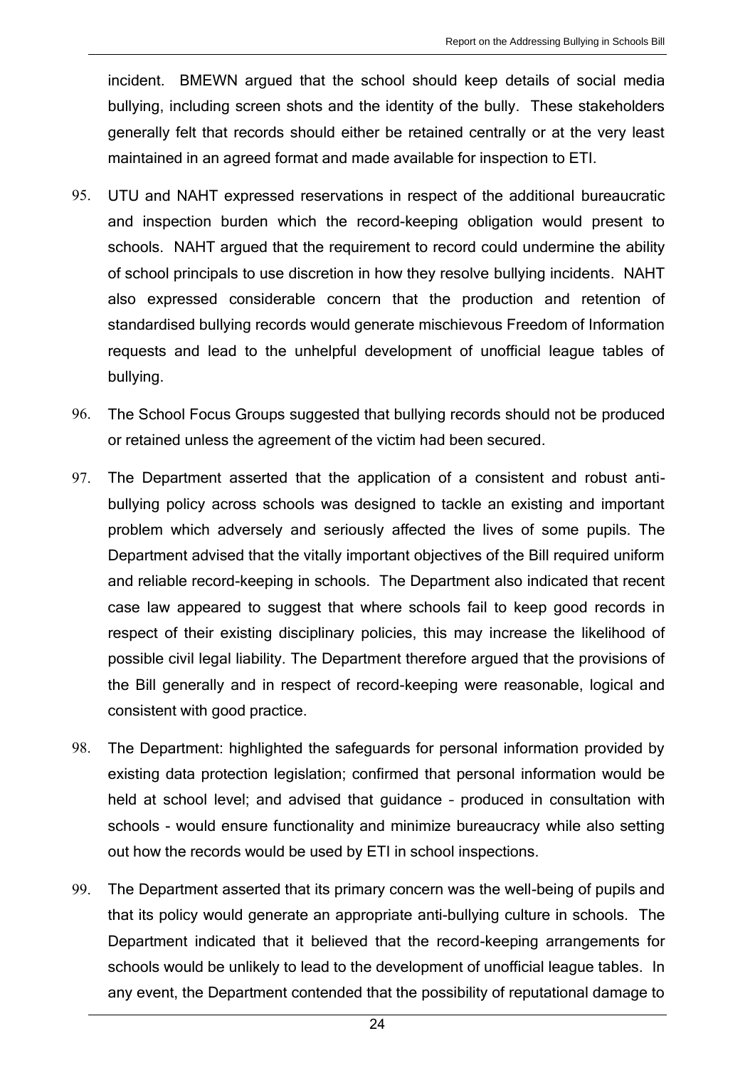incident. BMEWN argued that the school should keep details of social media bullying, including screen shots and the identity of the bully. These stakeholders generally felt that records should either be retained centrally or at the very least maintained in an agreed format and made available for inspection to ETI.

95. UTU and NAHT expressed reservations in respect of the additional bureaucratic and inspection burden which the record-keeping obligation would present to schools. NAHT argued that the requirement to record could undermine the ability of school principals to use discretion in how they resolve bullying incidents. NAHT also expressed considerable concern that the production and retention of standardised bullying records would generate mischievous Freedom of Information requests and lead to the unhelpful development of unofficial league tables of bullying.

96. The School Focus Groups suggested that bullying records should not be produced or retained unless the agreement of the victim had been secured.

97. The Department asserted that the application of a consistent and robust anti-bullying policy across schools was designed to tackle an existing and important problem which adversely and seriously affected the lives of some pupils. The Department advised that the vitally important objectives of the Bill required uniform and reliable record-keeping in schools. The Department also indicated that recent case law appeared to suggest that where schools fail to keep good records in respect of their existing disciplinary policies, this may increase the likelihood of possible civil legal liability. The Department therefore argued that the provisions of the Bill generally and in respect of record-keeping were reasonable, logical and consistent with good practice.

98. The Department: highlighted the safeguards for personal information provided by existing data protection legislation; confirmed that personal information would be held at school level; and advised that guidance – produced in consultation with schools - would ensure functionality and minimize bureaucracy while also setting out how the records would be used by ETI in school inspections.

99. The Department asserted that its primary concern was the well-being of pupils and that its policy would generate an appropriate anti-bullying culture in schools. The Department indicated that it believed that the record-keeping arrangements for schools would be unlikely to lead to the development of unofficial league tables. In any event, the Department contended that the possibility of reputational damage to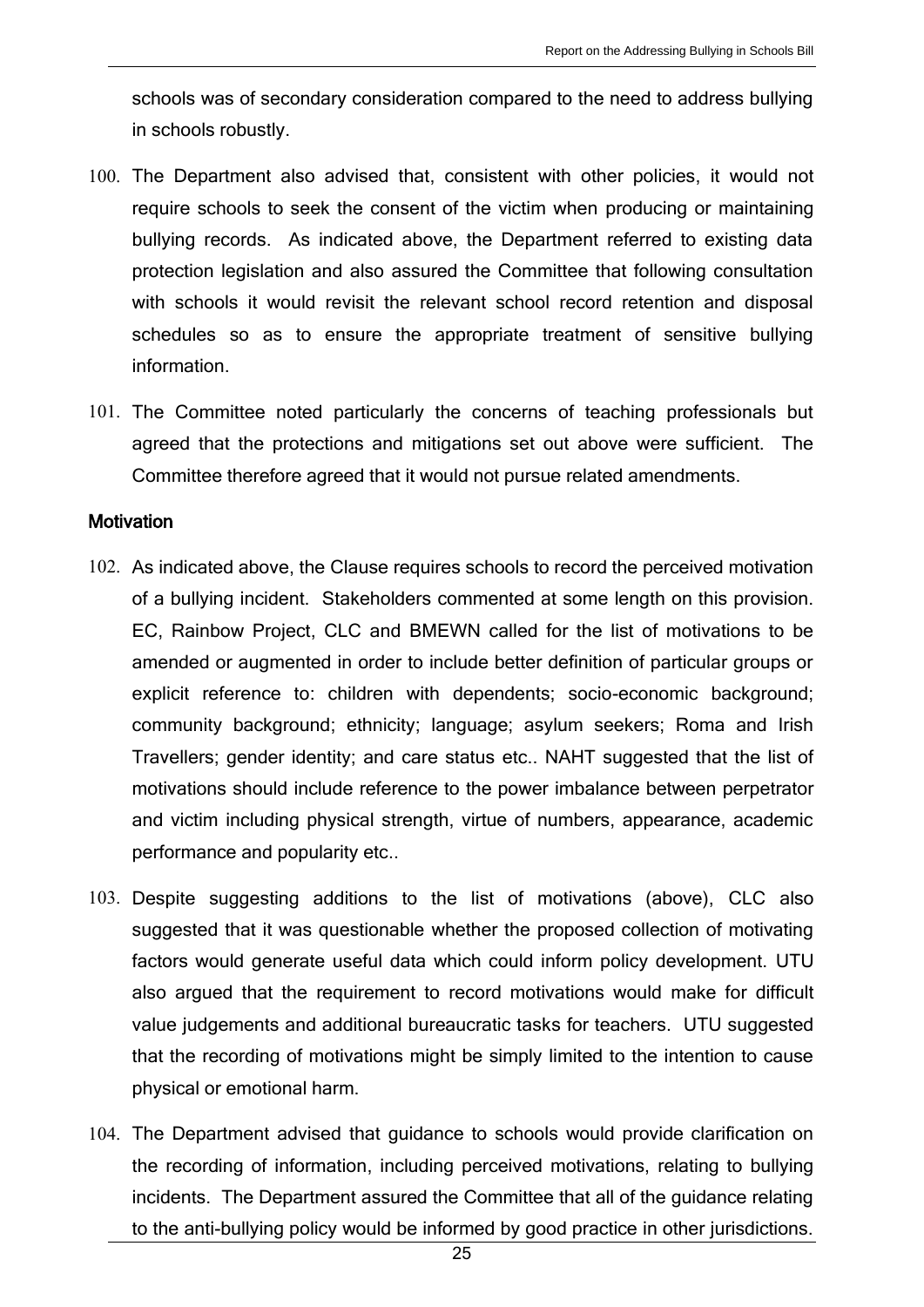schools was of secondary consideration compared to the need to address bullying in schools robustly.

100. The Department also advised that, consistent with other policies, it would not require schools to seek the consent of the victim when producing or maintaining bullying records. As indicated above, the Department referred to existing data protection legislation and also assured the Committee that following consultation with schools it would revisit the relevant school record retention and disposal schedules so as to ensure the appropriate treatment of sensitive bullying information.

101. The Committee noted particularly the concerns of teaching professionals but agreed that the protections and mitigations set out above were sufficient. The Committee therefore agreed that it would not pursue related amendments.

**Motivation**

102. As indicated above, the Clause requires schools to record the perceived motivation of a bullying incident. Stakeholders commented at some length on this provision. EC, Rainbow Project, CLC and BMEWN called for the list of motivations to be amended or augmented in order to include better definition of particular groups or explicit reference to: children with dependents; socio-economic background; community background; ethnicity; language; asylum seekers; Roma and Irish Travellers; gender identity; and care status etc.. NAHT suggested that the list of motivations should include reference to the power imbalance between perpetrator and victim including physical strength, virtue of numbers, appearance, academic performance and popularity etc..

103. Despite suggesting additions to the list of motivations (above), CLC also suggested that it was questionable whether the proposed collection of motivating factors would generate useful data which could inform policy development. UTU also argued that the requirement to record motivations would make for difficult value judgements and additional bureaucratic tasks for teachers. UTU suggested that the recording of motivations might be simply limited to the intention to cause physical or emotional harm.

104. The Department advised that guidance to schools would provide clarification on the recording of information, including perceived motivations, relating to bullying incidents. The Department assured the Committee that all of the guidance relating to the anti-bullying policy would be informed by good practice in other jurisdictions.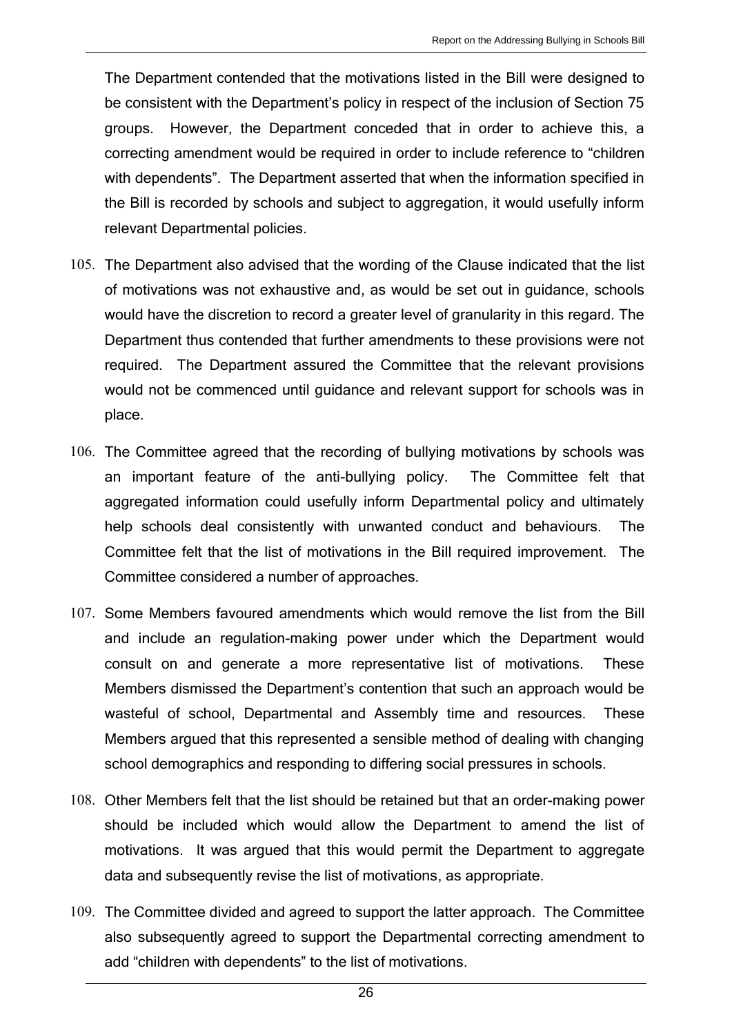The Department contended that the motivations listed in the Bill were designed to be consistent with the Department's policy in respect of the inclusion of Section 75 groups. However, the Department conceded that in order to achieve this, a correcting amendment would be required in order to include reference to "children with dependents". The Department asserted that when the information specified in the Bill is recorded by schools and subject to aggregation, it would usefully inform relevant Departmental policies.

105. The Department also advised that the wording of the Clause indicated that the list of motivations was not exhaustive and, as would be set out in guidance, schools would have the discretion to record a greater level of granularity in this regard. The Department thus contended that further amendments to these provisions were not required. The Department assured the Committee that the relevant provisions would not be commenced until guidance and relevant support for schools was in place.

106. The Committee agreed that the recording of bullying motivations by schools was an important feature of the anti-bullying policy. The Committee felt that aggregated information could usefully inform Departmental policy and ultimately help schools deal consistently with unwanted conduct and behaviours. The Committee felt that the list of motivations in the Bill required improvement. The Committee considered a number of approaches.

107. Some Members favoured amendments which would remove the list from the Bill and include an regulation-making power under which the Department would consult on and generate a more representative list of motivations. These Members dismissed the Department's contention that such an approach would be wasteful of school, Departmental and Assembly time and resources. These Members argued that this represented a sensible method of dealing with changing school demographics and responding to differing social pressures in schools.

108. Other Members felt that the list should be retained but that an order-making power should be included which would allow the Department to amend the list of motivations. It was argued that this would permit the Department to aggregate data and subsequently revise the list of motivations, as appropriate.

109. The Committee divided and agreed to support the latter approach. The Committee also subsequently agreed to support the Departmental correcting amendment to add "children with dependents" to the list of motivations.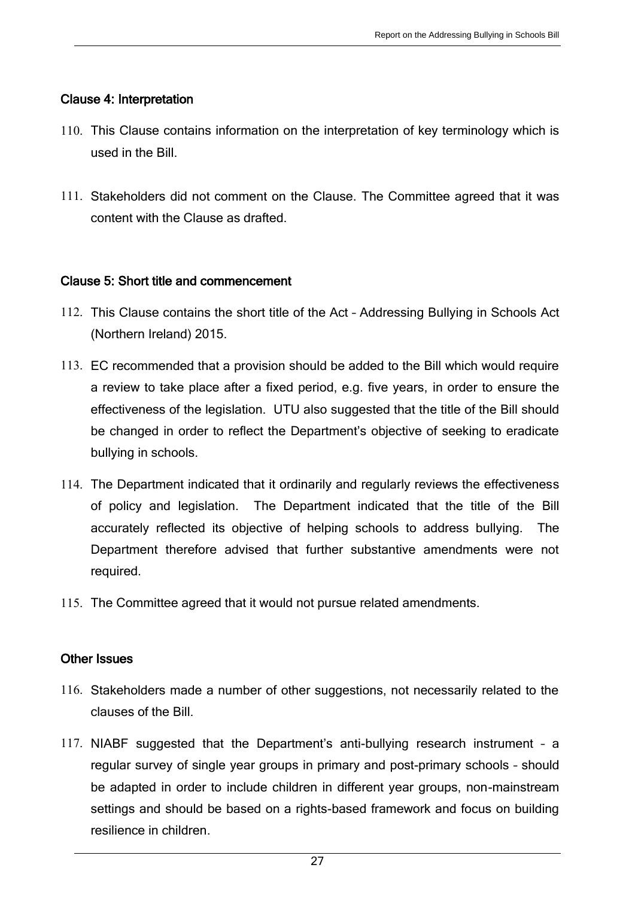### Clause 4: Interpretation

110. This Clause contains information on the interpretation of key terminology which is used in the Bill.

111. Stakeholders did not comment on the Clause. The Committee agreed that it was content with the Clause as drafted.

### Clause 5: Short title and commencement

112. This Clause contains the short title of the Act – Addressing Bullying in Schools Act (Northern Ireland) 2015.

113. EC recommended that a provision should be added to the Bill which would require a review to take place after a fixed period, e.g. five years, in order to ensure the effectiveness of the legislation. UTU also suggested that the title of the Bill should be changed in order to reflect the Department's objective of seeking to eradicate bullying in schools.

114. The Department indicated that it ordinarily and regularly reviews the effectiveness of policy and legislation. The Department indicated that the title of the Bill accurately reflected its objective of helping schools to address bullying. The Department therefore advised that further substantive amendments were not required.

115. The Committee agreed that it would not pursue related amendments.

### Other Issues

116. Stakeholders made a number of other suggestions, not necessarily related to the clauses of the Bill.

117. NIABF suggested that the Department's anti-bullying research instrument – a regular survey of single year groups in primary and post-primary schools – should be adapted in order to include children in different year groups, non-mainstream settings and should be based on a rights-based framework and focus on building resilience in children.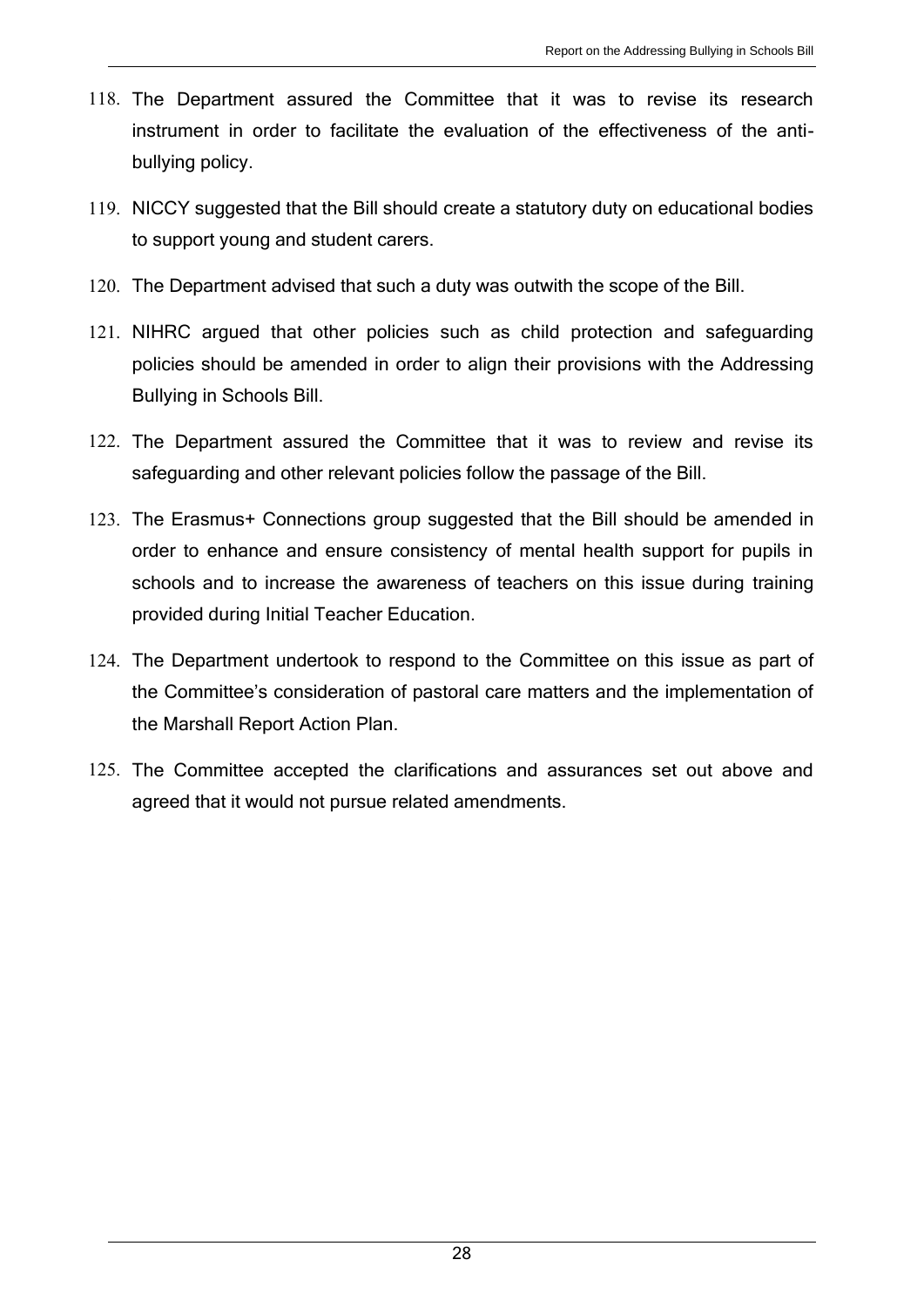118. The Department assured the Committee that it was to revise its research instrument in order to facilitate the evaluation of the effectiveness of the anti-bullying policy.

119. NICCY suggested that the Bill should create a statutory duty on educational bodies to support young and student carers.

120. The Department advised that such a duty was outwith the scope of the Bill.

121. NIHRC argued that other policies such as child protection and safeguarding policies should be amended in order to align their provisions with the Addressing Bullying in Schools Bill.

122. The Department assured the Committee that it was to review and revise its safeguarding and other relevant policies follow the passage of the Bill.

123. The Erasmus+ Connections group suggested that the Bill should be amended in order to enhance and ensure consistency of mental health support for pupils in schools and to increase the awareness of teachers on this issue during training provided during Initial Teacher Education.

124. The Department undertook to respond to the Committee on this issue as part of the Committee's consideration of pastoral care matters and the implementation of the Marshall Report Action Plan.

125. The Committee accepted the clarifications and assurances set out above and agreed that it would not pursue related amendments.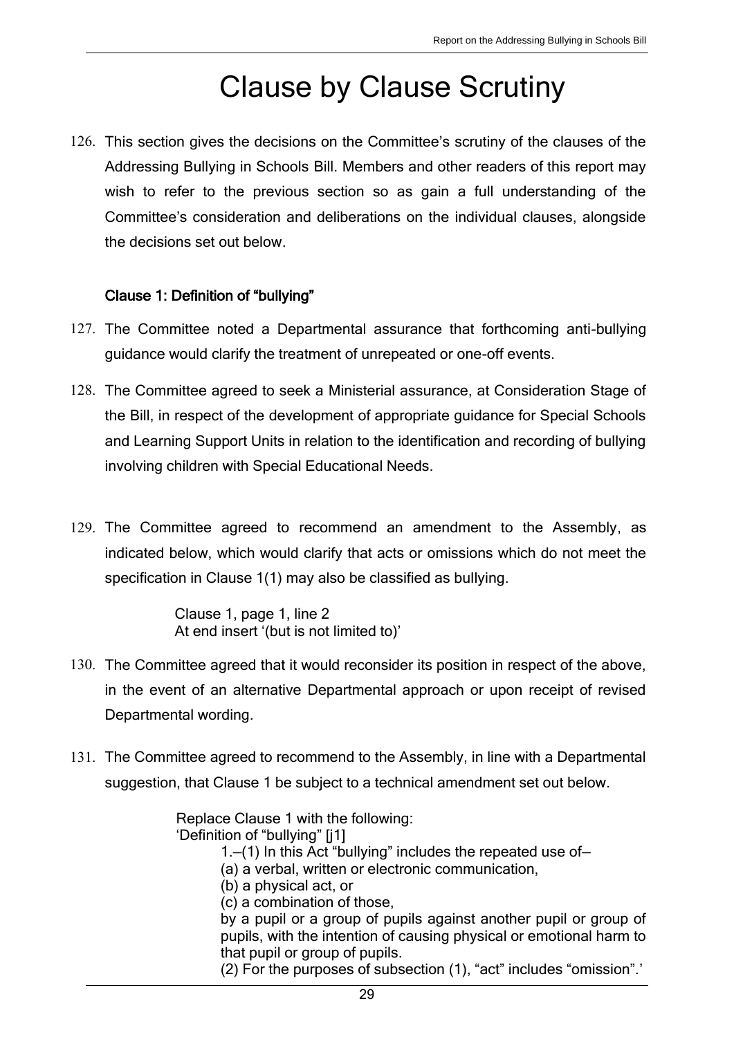# Clause by Clause Scrutiny

126. This section gives the decisions on the Committee's scrutiny of the clauses of the Addressing Bullying in Schools Bill. Members and other readers of this report may wish to refer to the previous section so as gain a full understanding of the Committee's consideration and deliberations on the individual clauses, alongside the decisions set out below.

### Clause 1: Definition of "bullying"

127. The Committee noted a Departmental assurance that forthcoming anti-bullying guidance would clarify the treatment of unrepeated or one-off events.

128. The Committee agreed to seek a Ministerial assurance, at Consideration Stage of the Bill, in respect of the development of appropriate guidance for Special Schools and Learning Support Units in relation to the identification and recording of bullying involving children with Special Educational Needs.

129. The Committee agreed to recommend an amendment to the Assembly, as indicated below, which would clarify that acts or omissions which do not meet the specification in Clause 1(1) may also be classified as bullying.

> Clause 1, page 1, line 2
> At end insert '(but is not limited to)'

130. The Committee agreed that it would reconsider its position in respect of the above, in the event of an alternative Departmental approach or upon receipt of revised Departmental wording.

131. The Committee agreed to recommend to the Assembly, in line with a Departmental suggestion, that Clause 1 be subject to a technical amendment set out below.

> Replace Clause 1 with the following:
> 'Definition of "bullying" [j1]
>
> 1.—(1) In this Act "bullying" includes the repeated use of—
> (a) a verbal, written or electronic communication,
> (b) a physical act, or
> (c) a combination of those,
> by a pupil or a group of pupils against another pupil or group of pupils, with the intention of causing physical or emotional harm to that pupil or group of pupils.
> (2) For the purposes of subsection (1), "act" includes "omission".'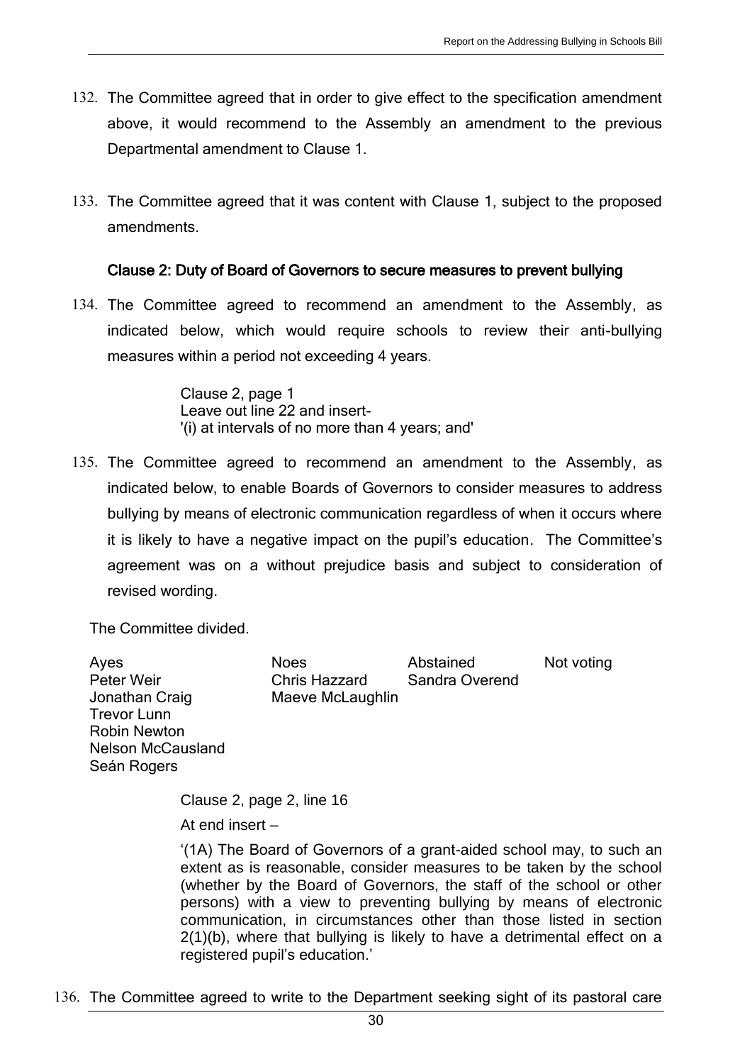132. The Committee agreed that in order to give effect to the specification amendment above, it would recommend to the Assembly an amendment to the previous Departmental amendment to Clause 1.

133. The Committee agreed that it was content with Clause 1, subject to the proposed amendments.

### Clause 2: Duty of Board of Governors to secure measures to prevent bullying

134. The Committee agreed to recommend an amendment to the Assembly, as indicated below, which would require schools to review their anti-bullying measures within a period not exceeding 4 years.

> Clause 2, page 1
> Leave out line 22 and insert-
> '(i) at intervals of no more than 4 years; and'

135. The Committee agreed to recommend an amendment to the Assembly, as indicated below, to enable Boards of Governors to consider measures to address bullying by means of electronic communication regardless of when it occurs where it is likely to have a negative impact on the pupil's education. The Committee's agreement was on a without prejudice basis and subject to consideration of revised wording.

The Committee divided.

| Ayes | Noes | Abstained | Not voting |
|---|---|---|---|
| Peter Weir | Chris Hazzard | Sandra Overend | |
| Jonathan Craig | Maeve McLaughlin | | |
| Trevor Lunn | | | |
| Robin Newton | | | |
| Nelson McCausland | | | |
| Seán Rogers | | | |

> Clause 2, page 2, line 16
>
> At end insert –
>
> '(1A) The Board of Governors of a grant-aided school may, to such an extent as is reasonable, consider measures to be taken by the school (whether by the Board of Governors, the staff of the school or other persons) with a view to preventing bullying by means of electronic communication, in circumstances other than those listed in section 2(1)(b), where that bullying is likely to have a detrimental effect on a registered pupil's education.'

136. The Committee agreed to write to the Department seeking sight of its pastoral care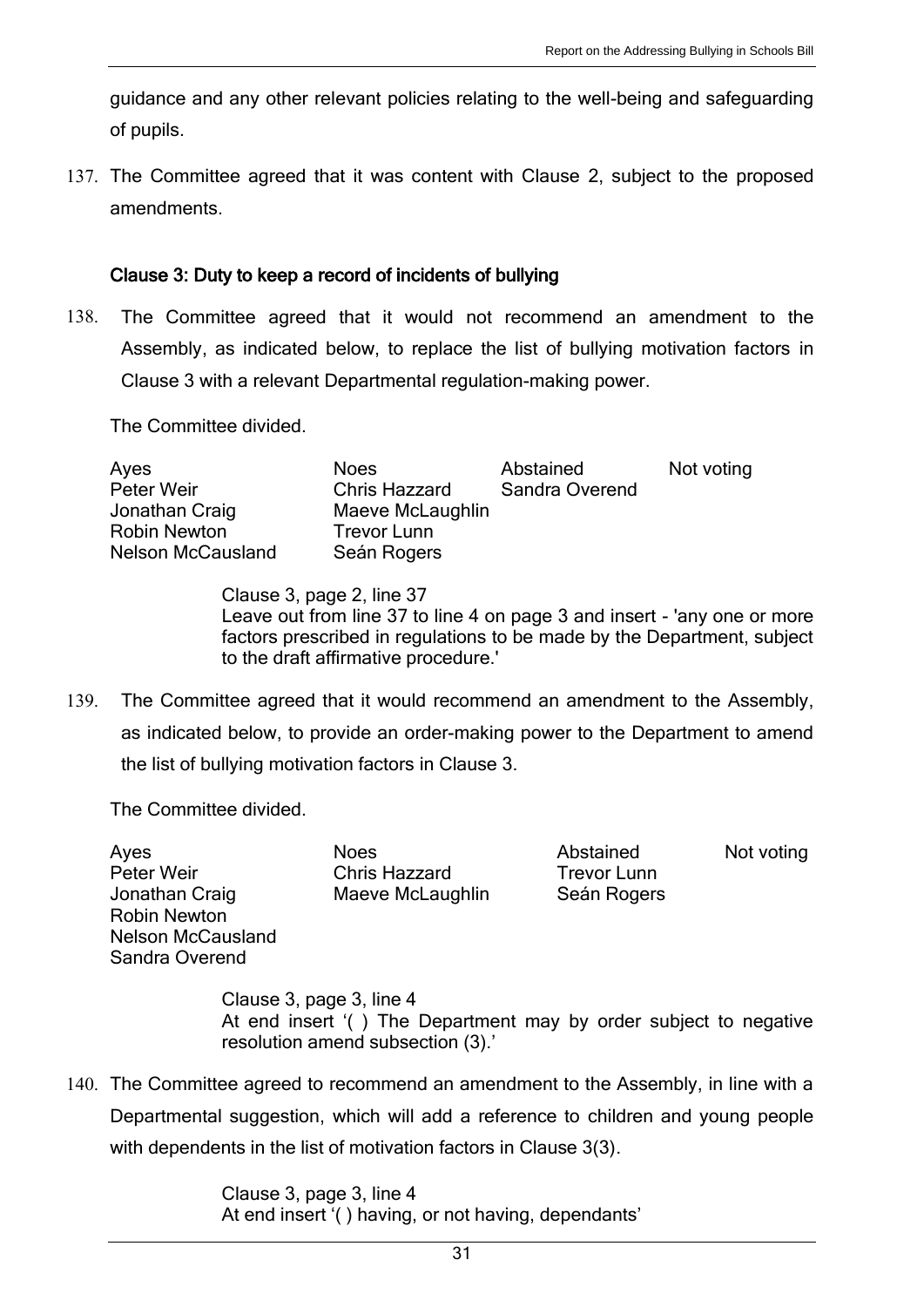guidance and any other relevant policies relating to the well-being and safeguarding of pupils.

137. The Committee agreed that it was content with Clause 2, subject to the proposed amendments.

### Clause 3: Duty to keep a record of incidents of bullying

138. The Committee agreed that it would not recommend an amendment to the Assembly, as indicated below, to replace the list of bullying motivation factors in Clause 3 with a relevant Departmental regulation-making power.

The Committee divided.

| Ayes | Noes | Abstained | Not voting |
|---|---|---|---|
| Peter Weir | Chris Hazzard | Sandra Overend | |
| Jonathan Craig | Maeve McLaughlin | | |
| Robin Newton | Trevor Lunn | | |
| Nelson McCausland | Seán Rogers | | |

> Clause 3, page 2, line 37
> Leave out from line 37 to line 4 on page 3 and insert - 'any one or more factors prescribed in regulations to be made by the Department, subject to the draft affirmative procedure.'

139. The Committee agreed that it would recommend an amendment to the Assembly, as indicated below, to provide an order-making power to the Department to amend the list of bullying motivation factors in Clause 3.

The Committee divided.

| Ayes | Noes | Abstained | Not voting |
|---|---|---|---|
| Peter Weir | Chris Hazzard | Trevor Lunn | |
| Jonathan Craig | Maeve McLaughlin | Seán Rogers | |
| Robin Newton | | | |
| Nelson McCausland | | | |
| Sandra Overend | | | |

> Clause 3, page 3, line 4
> At end insert '( ) The Department may by order subject to negative resolution amend subsection (3).'

140. The Committee agreed to recommend an amendment to the Assembly, in line with a Departmental suggestion, which will add a reference to children and young people with dependents in the list of motivation factors in Clause 3(3).

> Clause 3, page 3, line 4
> At end insert '( ) having, or not having, dependants'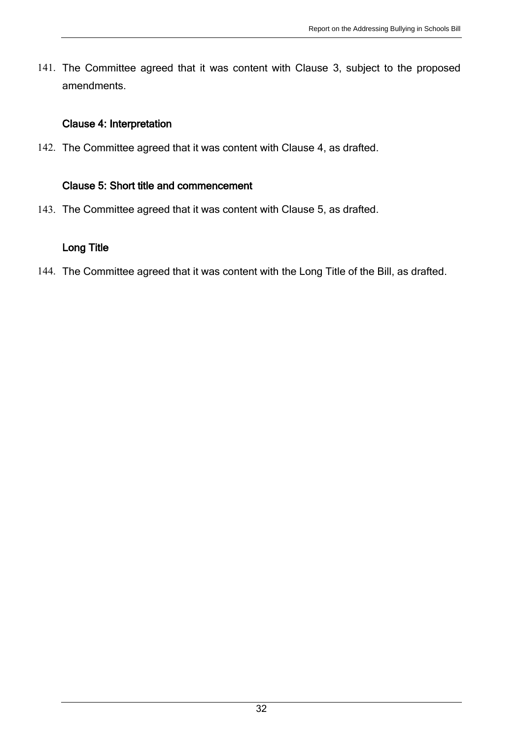141. The Committee agreed that it was content with Clause 3, subject to the proposed amendments.

### Clause 4: Interpretation

142. The Committee agreed that it was content with Clause 4, as drafted.

### Clause 5: Short title and commencement

143. The Committee agreed that it was content with Clause 5, as drafted.

### Long Title

144. The Committee agreed that it was content with the Long Title of the Bill, as drafted.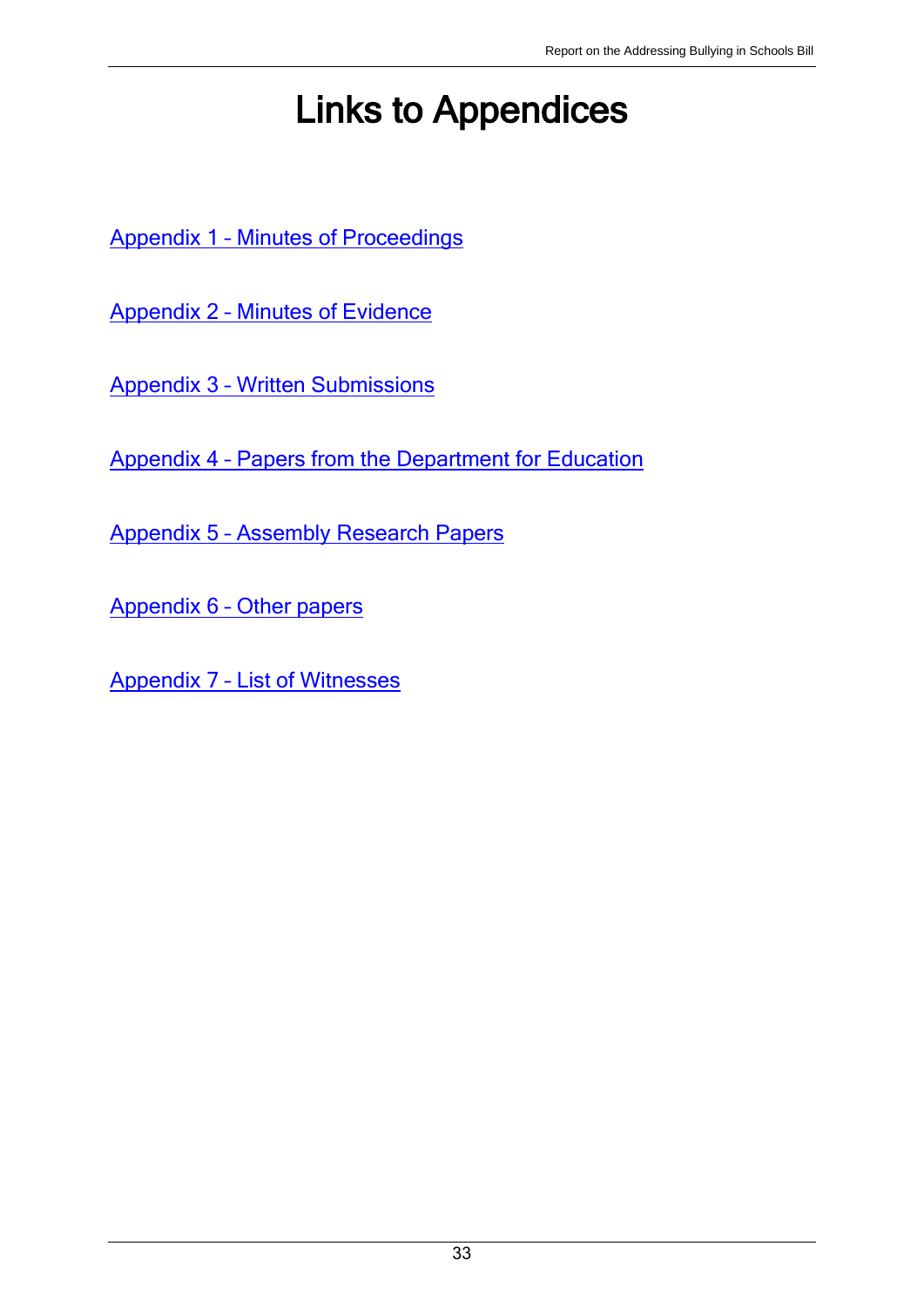# Links to Appendices

Appendix 1 – Minutes of Proceedings

Appendix 2 – Minutes of Evidence

Appendix 3 – Written Submissions

Appendix 4 – Papers from the Department for Education

Appendix 5 – Assembly Research Papers

Appendix 6 – Other papers

Appendix 7 – List of Witnesses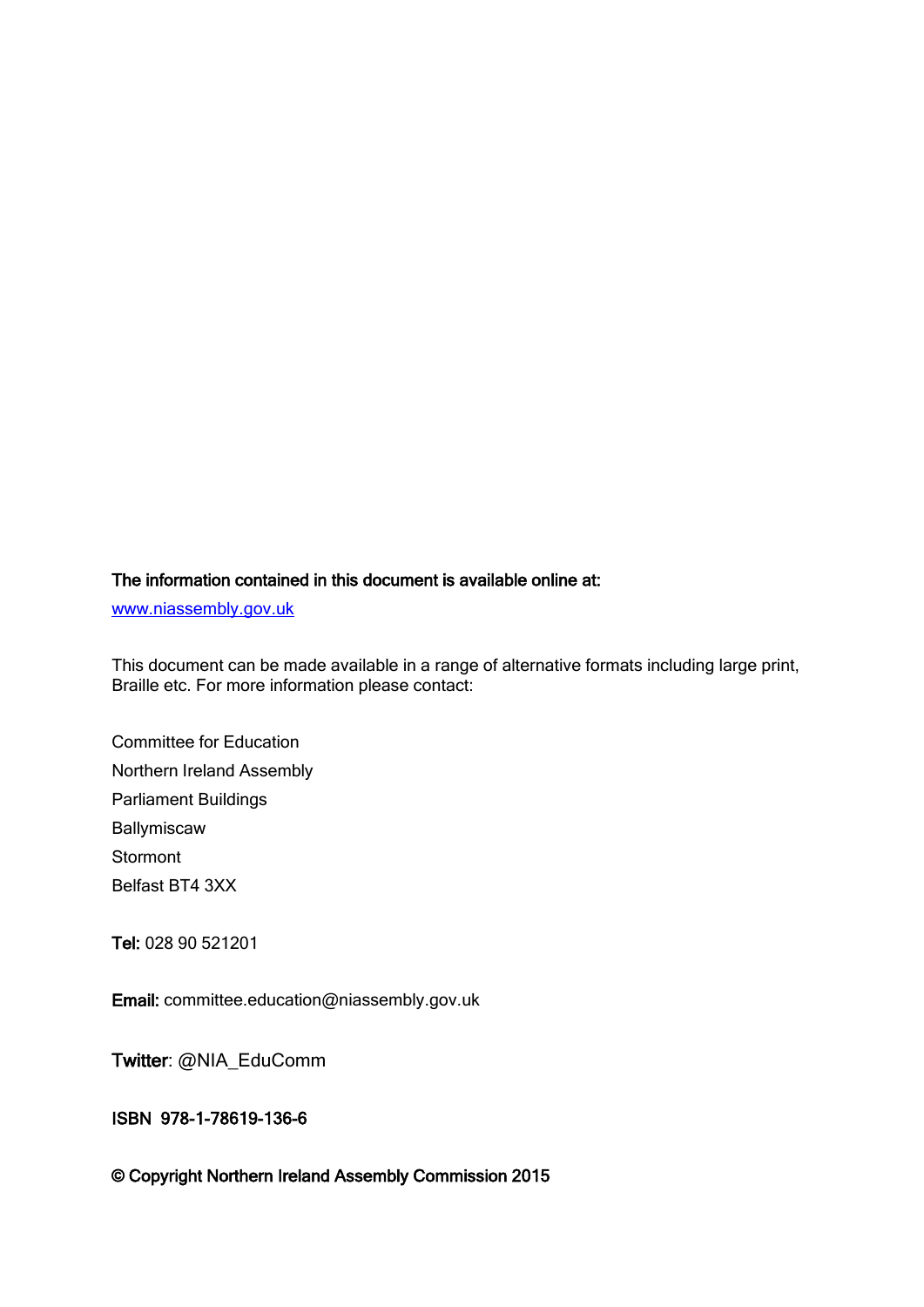**The information contained in this document is available online at:**

www.niassembly.gov.uk

This document can be made available in a range of alternative formats including large print, Braille etc. For more information please contact:

Committee for Education
Northern Ireland Assembly
Parliament Buildings
Ballymiscaw
Stormont
Belfast BT4 3XX

**Tel:** 028 90 521201

**Email:** committee.education@niassembly.gov.uk

**Twitter**: @NIA_EduComm

**ISBN 978-1-78619-136-6**

**© Copyright Northern Ireland Assembly Commission 2015**